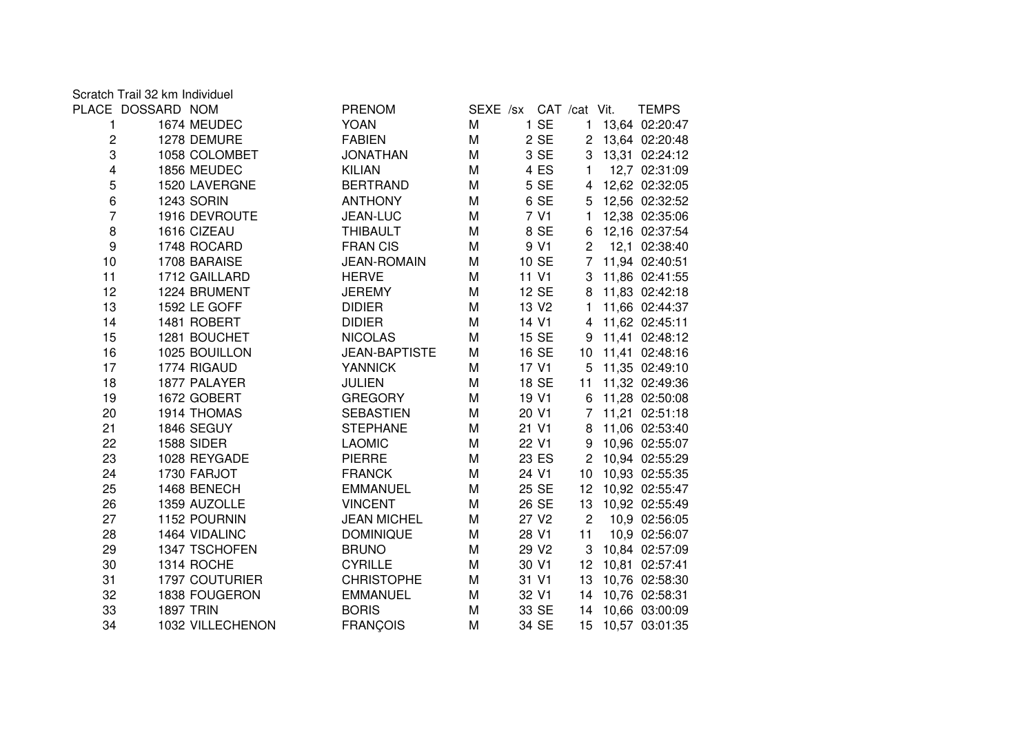Scratch Trail 32 km Individuel

| PLACE | DOSSARD | NOM | PRENOM | SEXE | /sx | CAT | /cat | Vit. | TEMPS |
|---|---|---|---|---|---|---|---|---|---|
| 1 | 1674 | MEUDEC | YOAN | M | 1 | SE | 1 | 13,64 | 02:20:47 |
| 2 | 1278 | DEMURE | FABIEN | M | 2 | SE | 2 | 13,64 | 02:20:48 |
| 3 | 1058 | COLOMBET | JONATHAN | M | 3 | SE | 3 | 13,31 | 02:24:12 |
| 4 | 1856 | MEUDEC | KILIAN | M | 4 | ES | 1 | 12,7 | 02:31:09 |
| 5 | 1520 | LAVERGNE | BERTRAND | M | 5 | SE | 4 | 12,62 | 02:32:05 |
| 6 | 1243 | SORIN | ANTHONY | M | 6 | SE | 5 | 12,56 | 02:32:52 |
| 7 | 1916 | DEVROUTE | JEAN-LUC | M | 7 | V1 | 1 | 12,38 | 02:35:06 |
| 8 | 1616 | CIZEAU | THIBAULT | M | 8 | SE | 6 | 12,16 | 02:37:54 |
| 9 | 1748 | ROCARD | FRAN CIS | M | 9 | V1 | 2 | 12,1 | 02:38:40 |
| 10 | 1708 | BARAISE | JEAN-ROMAIN | M | 10 | SE | 7 | 11,94 | 02:40:51 |
| 11 | 1712 | GAILLARD | HERVE | M | 11 | V1 | 3 | 11,86 | 02:41:55 |
| 12 | 1224 | BRUMENT | JEREMY | M | 12 | SE | 8 | 11,83 | 02:42:18 |
| 13 | 1592 | LE GOFF | DIDIER | M | 13 | V2 | 1 | 11,66 | 02:44:37 |
| 14 | 1481 | ROBERT | DIDIER | M | 14 | V1 | 4 | 11,62 | 02:45:11 |
| 15 | 1281 | BOUCHET | NICOLAS | M | 15 | SE | 9 | 11,41 | 02:48:12 |
| 16 | 1025 | BOUILLON | JEAN-BAPTISTE | M | 16 | SE | 10 | 11,41 | 02:48:16 |
| 17 | 1774 | RIGAUD | YANNICK | M | 17 | V1 | 5 | 11,35 | 02:49:10 |
| 18 | 1877 | PALAYER | JULIEN | M | 18 | SE | 11 | 11,32 | 02:49:36 |
| 19 | 1672 | GOBERT | GREGORY | M | 19 | V1 | 6 | 11,28 | 02:50:08 |
| 20 | 1914 | THOMAS | SEBASTIEN | M | 20 | V1 | 7 | 11,21 | 02:51:18 |
| 21 | 1846 | SEGUY | STEPHANE | M | 21 | V1 | 8 | 11,06 | 02:53:40 |
| 22 | 1588 | SIDER | LAOMIC | M | 22 | V1 | 9 | 10,96 | 02:55:07 |
| 23 | 1028 | REYGADE | PIERRE | M | 23 | ES | 2 | 10,94 | 02:55:29 |
| 24 | 1730 | FARJOT | FRANCK | M | 24 | V1 | 10 | 10,93 | 02:55:35 |
| 25 | 1468 | BENECH | EMMANUEL | M | 25 | SE | 12 | 10,92 | 02:55:47 |
| 26 | 1359 | AUZOLLE | VINCENT | M | 26 | SE | 13 | 10,92 | 02:55:49 |
| 27 | 1152 | POURNIN | JEAN MICHEL | M | 27 | V2 | 2 | 10,9 | 02:56:05 |
| 28 | 1464 | VIDALINC | DOMINIQUE | M | 28 | V1 | 11 | 10,9 | 02:56:07 |
| 29 | 1347 | TSCHOFEN | BRUNO | M | 29 | V2 | 3 | 10,84 | 02:57:09 |
| 30 | 1314 | ROCHE | CYRILLE | M | 30 | V1 | 12 | 10,81 | 02:57:41 |
| 31 | 1797 | COUTURIER | CHRISTOPHE | M | 31 | V1 | 13 | 10,76 | 02:58:30 |
| 32 | 1838 | FOUGERON | EMMANUEL | M | 32 | V1 | 14 | 10,76 | 02:58:31 |
| 33 | 1897 | TRIN | BORIS | M | 33 | SE | 14 | 10,66 | 03:00:09 |
| 34 | 1032 | VILLECHENON | FRANÇOIS | M | 34 | SE | 15 | 10,57 | 03:01:35 |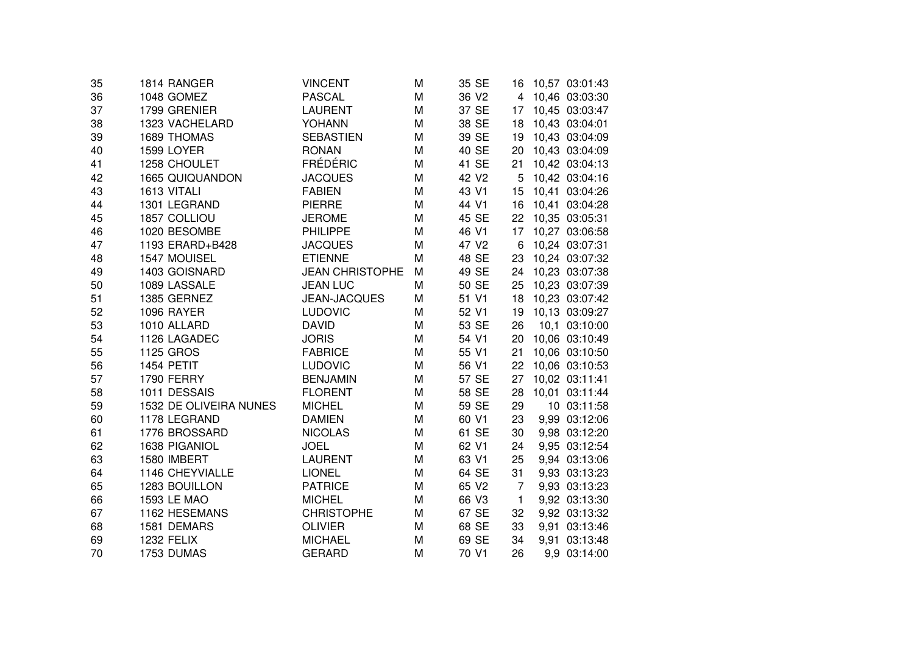| | | | | | | | | | |
|---|---|---|---|---|---|---|---|---|---|
| 35 | 1814 | RANGER | VINCENT | M | 35 | SE | 16 | 10,57 | 03:01:43 |
| 36 | 1048 | GOMEZ | PASCAL | M | 36 | V2 | 4 | 10,46 | 03:03:30 |
| 37 | 1799 | GRENIER | LAURENT | M | 37 | SE | 17 | 10,45 | 03:03:47 |
| 38 | 1323 | VACHELARD | YOHANN | M | 38 | SE | 18 | 10,43 | 03:04:01 |
| 39 | 1689 | THOMAS | SEBASTIEN | M | 39 | SE | 19 | 10,43 | 03:04:09 |
| 40 | 1599 | LOYER | RONAN | M | 40 | SE | 20 | 10,43 | 03:04:09 |
| 41 | 1258 | CHOULET | FRÉDÉRIC | M | 41 | SE | 21 | 10,42 | 03:04:13 |
| 42 | 1665 | QUIQUANDON | JACQUES | M | 42 | V2 | 5 | 10,42 | 03:04:16 |
| 43 | 1613 | VITALI | FABIEN | M | 43 | V1 | 15 | 10,41 | 03:04:26 |
| 44 | 1301 | LEGRAND | PIERRE | M | 44 | V1 | 16 | 10,41 | 03:04:28 |
| 45 | 1857 | COLLIOU | JEROME | M | 45 | SE | 22 | 10,35 | 03:05:31 |
| 46 | 1020 | BESOMBE | PHILIPPE | M | 46 | V1 | 17 | 10,27 | 03:06:58 |
| 47 | 1193 | ERARD+B428 | JACQUES | M | 47 | V2 | 6 | 10,24 | 03:07:31 |
| 48 | 1547 | MOUISEL | ETIENNE | M | 48 | SE | 23 | 10,24 | 03:07:32 |
| 49 | 1403 | GOISNARD | JEAN CHRISTOPHE | M | 49 | SE | 24 | 10,23 | 03:07:38 |
| 50 | 1089 | LASSALE | JEAN LUC | M | 50 | SE | 25 | 10,23 | 03:07:39 |
| 51 | 1385 | GERNEZ | JEAN-JACQUES | M | 51 | V1 | 18 | 10,23 | 03:07:42 |
| 52 | 1096 | RAYER | LUDOVIC | M | 52 | V1 | 19 | 10,13 | 03:09:27 |
| 53 | 1010 | ALLARD | DAVID | M | 53 | SE | 26 | 10,1 | 03:10:00 |
| 54 | 1126 | LAGADEC | JORIS | M | 54 | V1 | 20 | 10,06 | 03:10:49 |
| 55 | 1125 | GROS | FABRICE | M | 55 | V1 | 21 | 10,06 | 03:10:50 |
| 56 | 1454 | PETIT | LUDOVIC | M | 56 | V1 | 22 | 10,06 | 03:10:53 |
| 57 | 1790 | FERRY | BENJAMIN | M | 57 | SE | 27 | 10,02 | 03:11:41 |
| 58 | 1011 | DESSAIS | FLORENT | M | 58 | SE | 28 | 10,01 | 03:11:44 |
| 59 | 1532 | DE OLIVEIRA NUNES | MICHEL | M | 59 | SE | 29 | 10 | 03:11:58 |
| 60 | 1178 | LEGRAND | DAMIEN | M | 60 | V1 | 23 | 9,99 | 03:12:06 |
| 61 | 1776 | BROSSARD | NICOLAS | M | 61 | SE | 30 | 9,98 | 03:12:20 |
| 62 | 1638 | PIGANIOL | JOEL | M | 62 | V1 | 24 | 9,95 | 03:12:54 |
| 63 | 1580 | IMBERT | LAURENT | M | 63 | V1 | 25 | 9,94 | 03:13:06 |
| 64 | 1146 | CHEYVIALLE | LIONEL | M | 64 | SE | 31 | 9,93 | 03:13:23 |
| 65 | 1283 | BOUILLON | PATRICE | M | 65 | V2 | 7 | 9,93 | 03:13:23 |
| 66 | 1593 | LE MAO | MICHEL | M | 66 | V3 | 1 | 9,92 | 03:13:30 |
| 67 | 1162 | HESEMANS | CHRISTOPHE | M | 67 | SE | 32 | 9,92 | 03:13:32 |
| 68 | 1581 | DEMARS | OLIVIER | M | 68 | SE | 33 | 9,91 | 03:13:46 |
| 69 | 1232 | FELIX | MICHAEL | M | 69 | SE | 34 | 9,91 | 03:13:48 |
| 70 | 1753 | DUMAS | GERARD | M | 70 | V1 | 26 | 9,9 | 03:14:00 |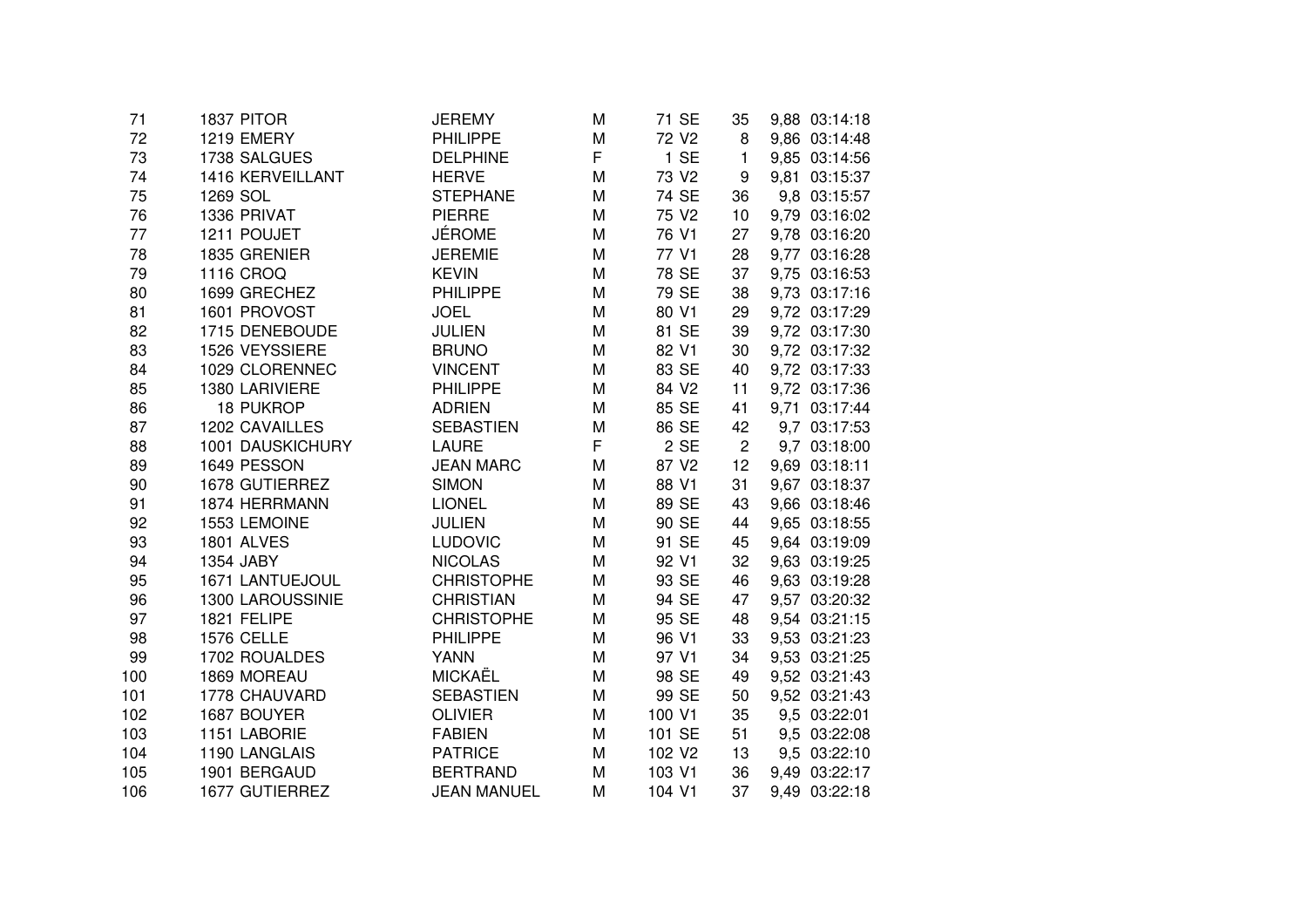| | | | | | | | | |
|---|---|---|---|---|---|---|---|---|
| 71 | 1837 | PITOR | JEREMY | M | 71 SE | 35 | 9,88 | 03:14:18 |
| 72 | 1219 | EMERY | PHILIPPE | M | 72 V2 | 8 | 9,86 | 03:14:48 |
| 73 | 1738 | SALGUES | DELPHINE | F | 1 SE | 1 | 9,85 | 03:14:56 |
| 74 | 1416 | KERVEILLANT | HERVE | M | 73 V2 | 9 | 9,81 | 03:15:37 |
| 75 | 1269 | SOL | STEPHANE | M | 74 SE | 36 | 9,8 | 03:15:57 |
| 76 | 1336 | PRIVAT | PIERRE | M | 75 V2 | 10 | 9,79 | 03:16:02 |
| 77 | 1211 | POUJET | JÉROME | M | 76 V1 | 27 | 9,78 | 03:16:20 |
| 78 | 1835 | GRENIER | JEREMIE | M | 77 V1 | 28 | 9,77 | 03:16:28 |
| 79 | 1116 | CROQ | KEVIN | M | 78 SE | 37 | 9,75 | 03:16:53 |
| 80 | 1699 | GRECHEZ | PHILIPPE | M | 79 SE | 38 | 9,73 | 03:17:16 |
| 81 | 1601 | PROVOST | JOEL | M | 80 V1 | 29 | 9,72 | 03:17:29 |
| 82 | 1715 | DENEBOUDE | JULIEN | M | 81 SE | 39 | 9,72 | 03:17:30 |
| 83 | 1526 | VEYSSIERE | BRUNO | M | 82 V1 | 30 | 9,72 | 03:17:32 |
| 84 | 1029 | CLORENNEC | VINCENT | M | 83 SE | 40 | 9,72 | 03:17:33 |
| 85 | 1380 | LARIVIERE | PHILIPPE | M | 84 V2 | 11 | 9,72 | 03:17:36 |
| 86 | 18 | PUKROP | ADRIEN | M | 85 SE | 41 | 9,71 | 03:17:44 |
| 87 | 1202 | CAVAILLES | SEBASTIEN | M | 86 SE | 42 | 9,7 | 03:17:53 |
| 88 | 1001 | DAUSKICHURY | LAURE | F | 2 SE | 2 | 9,7 | 03:18:00 |
| 89 | 1649 | PESSON | JEAN MARC | M | 87 V2 | 12 | 9,69 | 03:18:11 |
| 90 | 1678 | GUTIERREZ | SIMON | M | 88 V1 | 31 | 9,67 | 03:18:37 |
| 91 | 1874 | HERRMANN | LIONEL | M | 89 SE | 43 | 9,66 | 03:18:46 |
| 92 | 1553 | LEMOINE | JULIEN | M | 90 SE | 44 | 9,65 | 03:18:55 |
| 93 | 1801 | ALVES | LUDOVIC | M | 91 SE | 45 | 9,64 | 03:19:09 |
| 94 | 1354 | JABY | NICOLAS | M | 92 V1 | 32 | 9,63 | 03:19:25 |
| 95 | 1671 | LANTUEJOUL | CHRISTOPHE | M | 93 SE | 46 | 9,63 | 03:19:28 |
| 96 | 1300 | LAROUSSINIE | CHRISTIAN | M | 94 SE | 47 | 9,57 | 03:20:32 |
| 97 | 1821 | FELIPE | CHRISTOPHE | M | 95 SE | 48 | 9,54 | 03:21:15 |
| 98 | 1576 | CELLE | PHILIPPE | M | 96 V1 | 33 | 9,53 | 03:21:23 |
| 99 | 1702 | ROUALDES | YANN | M | 97 V1 | 34 | 9,53 | 03:21:25 |
| 100 | 1869 | MOREAU | MICKAËL | M | 98 SE | 49 | 9,52 | 03:21:43 |
| 101 | 1778 | CHAUVARD | SEBASTIEN | M | 99 SE | 50 | 9,52 | 03:21:43 |
| 102 | 1687 | BOUYER | OLIVIER | M | 100 V1 | 35 | 9,5 | 03:22:01 |
| 103 | 1151 | LABORIE | FABIEN | M | 101 SE | 51 | 9,5 | 03:22:08 |
| 104 | 1190 | LANGLAIS | PATRICE | M | 102 V2 | 13 | 9,5 | 03:22:10 |
| 105 | 1901 | BERGAUD | BERTRAND | M | 103 V1 | 36 | 9,49 | 03:22:17 |
| 106 | 1677 | GUTIERREZ | JEAN MANUEL | M | 104 V1 | 37 | 9,49 | 03:22:18 |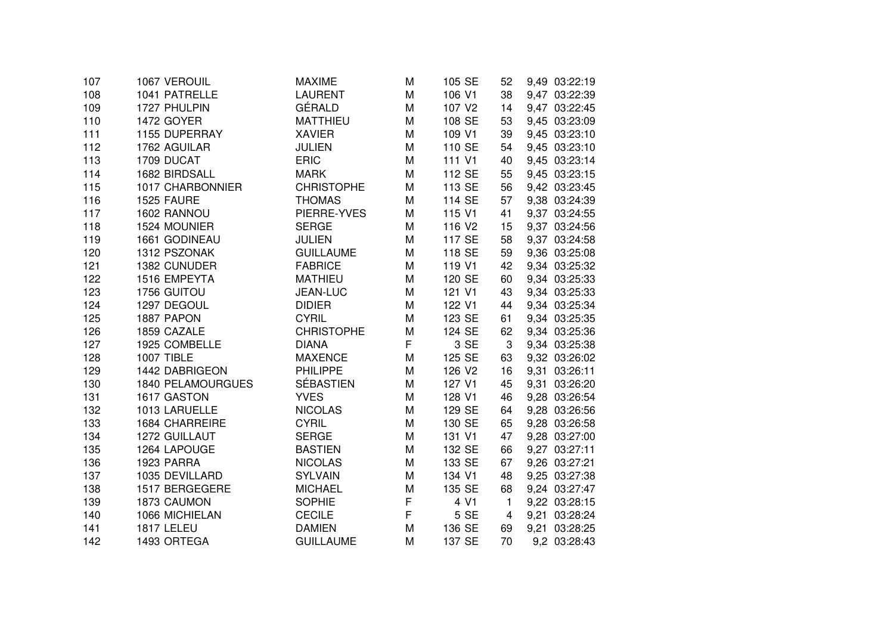| | | | | | | | | |
|---|---|---|---|---|---|---|---|---|
| 107 | 1067 | VEROUIL | MAXIME | M | 105 SE | 52 | 9,49 | 03:22:19 |
| 108 | 1041 | PATRELLE | LAURENT | M | 106 V1 | 38 | 9,47 | 03:22:39 |
| 109 | 1727 | PHULPIN | GÉRALD | M | 107 V2 | 14 | 9,47 | 03:22:45 |
| 110 | 1472 | GOYER | MATTHIEU | M | 108 SE | 53 | 9,45 | 03:23:09 |
| 111 | 1155 | DUPERRAY | XAVIER | M | 109 V1 | 39 | 9,45 | 03:23:10 |
| 112 | 1762 | AGUILAR | JULIEN | M | 110 SE | 54 | 9,45 | 03:23:10 |
| 113 | 1709 | DUCAT | ERIC | M | 111 V1 | 40 | 9,45 | 03:23:14 |
| 114 | 1682 | BIRDSALL | MARK | M | 112 SE | 55 | 9,45 | 03:23:15 |
| 115 | 1017 | CHARBONNIER | CHRISTOPHE | M | 113 SE | 56 | 9,42 | 03:23:45 |
| 116 | 1525 | FAURE | THOMAS | M | 114 SE | 57 | 9,38 | 03:24:39 |
| 117 | 1602 | RANNOU | PIERRE-YVES | M | 115 V1 | 41 | 9,37 | 03:24:55 |
| 118 | 1524 | MOUNIER | SERGE | M | 116 V2 | 15 | 9,37 | 03:24:56 |
| 119 | 1661 | GODINEAU | JULIEN | M | 117 SE | 58 | 9,37 | 03:24:58 |
| 120 | 1312 | PSZONAK | GUILLAUME | M | 118 SE | 59 | 9,36 | 03:25:08 |
| 121 | 1382 | CUNUDER | FABRICE | M | 119 V1 | 42 | 9,34 | 03:25:32 |
| 122 | 1516 | EMPEYTA | MATHIEU | M | 120 SE | 60 | 9,34 | 03:25:33 |
| 123 | 1756 | GUITOU | JEAN-LUC | M | 121 V1 | 43 | 9,34 | 03:25:33 |
| 124 | 1297 | DEGOUL | DIDIER | M | 122 V1 | 44 | 9,34 | 03:25:34 |
| 125 | 1887 | PAPON | CYRIL | M | 123 SE | 61 | 9,34 | 03:25:35 |
| 126 | 1859 | CAZALE | CHRISTOPHE | M | 124 SE | 62 | 9,34 | 03:25:36 |
| 127 | 1925 | COMBELLE | DIANA | F | 3 SE | 3 | 9,34 | 03:25:38 |
| 128 | 1007 | TIBLE | MAXENCE | M | 125 SE | 63 | 9,32 | 03:26:02 |
| 129 | 1442 | DABRIGEON | PHILIPPE | M | 126 V2 | 16 | 9,31 | 03:26:11 |
| 130 | 1840 | PELAMOURGUES | SÉBASTIEN | M | 127 V1 | 45 | 9,31 | 03:26:20 |
| 131 | 1617 | GASTON | YVES | M | 128 V1 | 46 | 9,28 | 03:26:54 |
| 132 | 1013 | LARUELLE | NICOLAS | M | 129 SE | 64 | 9,28 | 03:26:56 |
| 133 | 1684 | CHARREIRE | CYRIL | M | 130 SE | 65 | 9,28 | 03:26:58 |
| 134 | 1272 | GUILLAUT | SERGE | M | 131 V1 | 47 | 9,28 | 03:27:00 |
| 135 | 1264 | LAPOUGE | BASTIEN | M | 132 SE | 66 | 9,27 | 03:27:11 |
| 136 | 1923 | PARRA | NICOLAS | M | 133 SE | 67 | 9,26 | 03:27:21 |
| 137 | 1035 | DEVILLARD | SYLVAIN | M | 134 V1 | 48 | 9,25 | 03:27:38 |
| 138 | 1517 | BERGEGERE | MICHAEL | M | 135 SE | 68 | 9,24 | 03:27:47 |
| 139 | 1873 | CAUMON | SOPHIE | F | 4 V1 | 1 | 9,22 | 03:28:15 |
| 140 | 1066 | MICHIELAN | CECILE | F | 5 SE | 4 | 9,21 | 03:28:24 |
| 141 | 1817 | LELEU | DAMIEN | M | 136 SE | 69 | 9,21 | 03:28:25 |
| 142 | 1493 | ORTEGA | GUILLAUME | M | 137 SE | 70 | 9,2 | 03:28:43 |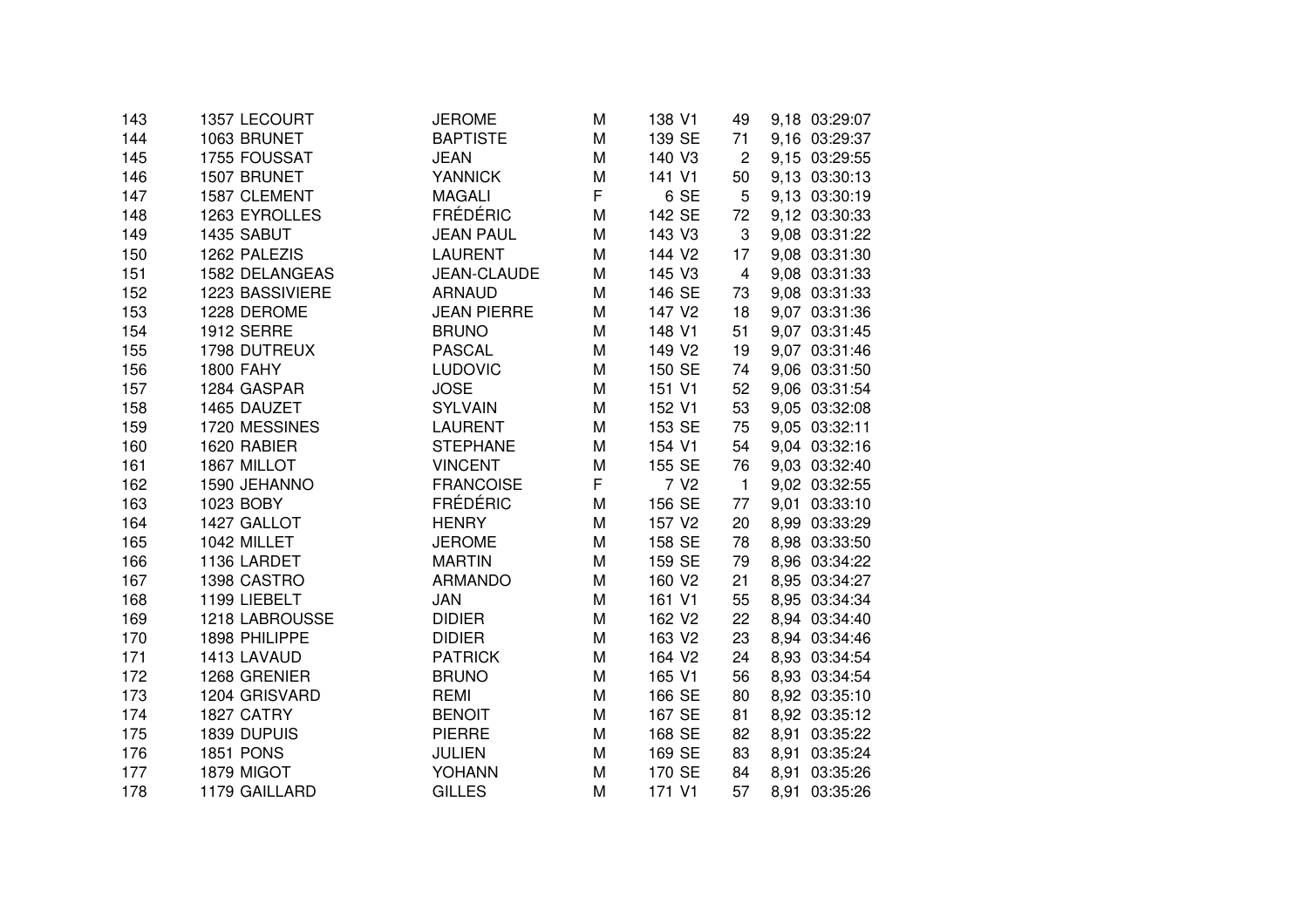| | | | | | | | | |
|---|---|---|---|---|---|---|---|---|
| 143 | 1357 LECOURT | JEROME | M | 138 V1 | 49 | 9,18 | 03:29:07 |
| 144 | 1063 BRUNET | BAPTISTE | M | 139 SE | 71 | 9,16 | 03:29:37 |
| 145 | 1755 FOUSSAT | JEAN | M | 140 V3 | 2 | 9,15 | 03:29:55 |
| 146 | 1507 BRUNET | YANNICK | M | 141 V1 | 50 | 9,13 | 03:30:13 |
| 147 | 1587 CLEMENT | MAGALI | F | 6 SE | 5 | 9,13 | 03:30:19 |
| 148 | 1263 EYROLLES | FRÉDÉRIC | M | 142 SE | 72 | 9,12 | 03:30:33 |
| 149 | 1435 SABUT | JEAN PAUL | M | 143 V3 | 3 | 9,08 | 03:31:22 |
| 150 | 1262 PALEZIS | LAURENT | M | 144 V2 | 17 | 9,08 | 03:31:30 |
| 151 | 1582 DELANGEAS | JEAN-CLAUDE | M | 145 V3 | 4 | 9,08 | 03:31:33 |
| 152 | 1223 BASSIVIERE | ARNAUD | M | 146 SE | 73 | 9,08 | 03:31:33 |
| 153 | 1228 DEROME | JEAN PIERRE | M | 147 V2 | 18 | 9,07 | 03:31:36 |
| 154 | 1912 SERRE | BRUNO | M | 148 V1 | 51 | 9,07 | 03:31:45 |
| 155 | 1798 DUTREUX | PASCAL | M | 149 V2 | 19 | 9,07 | 03:31:46 |
| 156 | 1800 FAHY | LUDOVIC | M | 150 SE | 74 | 9,06 | 03:31:50 |
| 157 | 1284 GASPAR | JOSE | M | 151 V1 | 52 | 9,06 | 03:31:54 |
| 158 | 1465 DAUZET | SYLVAIN | M | 152 V1 | 53 | 9,05 | 03:32:08 |
| 159 | 1720 MESSINES | LAURENT | M | 153 SE | 75 | 9,05 | 03:32:11 |
| 160 | 1620 RABIER | STEPHANE | M | 154 V1 | 54 | 9,04 | 03:32:16 |
| 161 | 1867 MILLOT | VINCENT | M | 155 SE | 76 | 9,03 | 03:32:40 |
| 162 | 1590 JEHANNO | FRANCOISE | F | 7 V2 | 1 | 9,02 | 03:32:55 |
| 163 | 1023 BOBY | FRÉDÉRIC | M | 156 SE | 77 | 9,01 | 03:33:10 |
| 164 | 1427 GALLOT | HENRY | M | 157 V2 | 20 | 8,99 | 03:33:29 |
| 165 | 1042 MILLET | JEROME | M | 158 SE | 78 | 8,98 | 03:33:50 |
| 166 | 1136 LARDET | MARTIN | M | 159 SE | 79 | 8,96 | 03:34:22 |
| 167 | 1398 CASTRO | ARMANDO | M | 160 V2 | 21 | 8,95 | 03:34:27 |
| 168 | 1199 LIEBELT | JAN | M | 161 V1 | 55 | 8,95 | 03:34:34 |
| 169 | 1218 LABROUSSE | DIDIER | M | 162 V2 | 22 | 8,94 | 03:34:40 |
| 170 | 1898 PHILIPPE | DIDIER | M | 163 V2 | 23 | 8,94 | 03:34:46 |
| 171 | 1413 LAVAUD | PATRICK | M | 164 V2 | 24 | 8,93 | 03:34:54 |
| 172 | 1268 GRENIER | BRUNO | M | 165 V1 | 56 | 8,93 | 03:34:54 |
| 173 | 1204 GRISVARD | REMI | M | 166 SE | 80 | 8,92 | 03:35:10 |
| 174 | 1827 CATRY | BENOIT | M | 167 SE | 81 | 8,92 | 03:35:12 |
| 175 | 1839 DUPUIS | PIERRE | M | 168 SE | 82 | 8,91 | 03:35:22 |
| 176 | 1851 PONS | JULIEN | M | 169 SE | 83 | 8,91 | 03:35:24 |
| 177 | 1879 MIGOT | YOHANN | M | 170 SE | 84 | 8,91 | 03:35:26 |
| 178 | 1179 GAILLARD | GILLES | M | 171 V1 | 57 | 8,91 | 03:35:26 |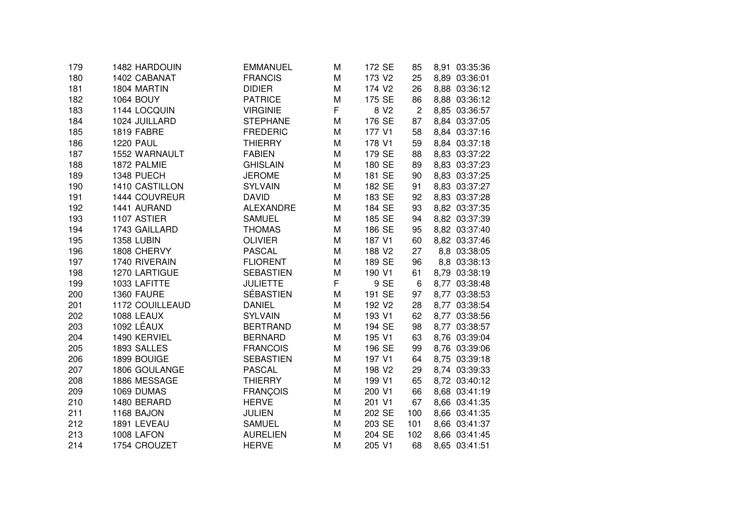| | | | | | | | | | |
|---|---|---|---|---|---|---|---|---|---|
| 179 | 1482 | HARDOUIN | EMMANUEL | M | 172 | SE | 85 | 8,91 | 03:35:36 |
| 180 | 1402 | CABANAT | FRANCIS | M | 173 | V2 | 25 | 8,89 | 03:36:01 |
| 181 | 1804 | MARTIN | DIDIER | M | 174 | V2 | 26 | 8,88 | 03:36:12 |
| 182 | 1064 | BOUY | PATRICE | M | 175 | SE | 86 | 8,88 | 03:36:12 |
| 183 | 1144 | LOCQUIN | VIRGINIE | F | 8 | V2 | 2 | 8,85 | 03:36:57 |
| 184 | 1024 | JUILLARD | STEPHANE | M | 176 | SE | 87 | 8,84 | 03:37:05 |
| 185 | 1819 | FABRE | FREDERIC | M | 177 | V1 | 58 | 8,84 | 03:37:16 |
| 186 | 1220 | PAUL | THIERRY | M | 178 | V1 | 59 | 8,84 | 03:37:18 |
| 187 | 1552 | WARNAULT | FABIEN | M | 179 | SE | 88 | 8,83 | 03:37:22 |
| 188 | 1872 | PALMIE | GHISLAIN | M | 180 | SE | 89 | 8,83 | 03:37:23 |
| 189 | 1348 | PUECH | JEROME | M | 181 | SE | 90 | 8,83 | 03:37:25 |
| 190 | 1410 | CASTILLON | SYLVAIN | M | 182 | SE | 91 | 8,83 | 03:37:27 |
| 191 | 1444 | COUVREUR | DAVID | M | 183 | SE | 92 | 8,83 | 03:37:28 |
| 192 | 1441 | AURAND | ALEXANDRE | M | 184 | SE | 93 | 8,82 | 03:37:35 |
| 193 | 1107 | ASTIER | SAMUEL | M | 185 | SE | 94 | 8,82 | 03:37:39 |
| 194 | 1743 | GAILLARD | THOMAS | M | 186 | SE | 95 | 8,82 | 03:37:40 |
| 195 | 1358 | LUBIN | OLIVIER | M | 187 | V1 | 60 | 8,82 | 03:37:46 |
| 196 | 1808 | CHERVY | PASCAL | M | 188 | V2 | 27 | 8,8 | 03:38:05 |
| 197 | 1740 | RIVERAIN | FLIORENT | M | 189 | SE | 96 | 8,8 | 03:38:13 |
| 198 | 1270 | LARTIGUE | SEBASTIEN | M | 190 | V1 | 61 | 8,79 | 03:38:19 |
| 199 | 1033 | LAFITTE | JULIETTE | F | 9 | SE | 6 | 8,77 | 03:38:48 |
| 200 | 1360 | FAURE | SÉBASTIEN | M | 191 | SE | 97 | 8,77 | 03:38:53 |
| 201 | 1172 | COUILLEAUD | DANIEL | M | 192 | V2 | 28 | 8,77 | 03:38:54 |
| 202 | 1088 | LEAUX | SYLVAIN | M | 193 | V1 | 62 | 8,77 | 03:38:56 |
| 203 | 1092 | LÉAUX | BERTRAND | M | 194 | SE | 98 | 8,77 | 03:38:57 |
| 204 | 1490 | KERVIEL | BERNARD | M | 195 | V1 | 63 | 8,76 | 03:39:04 |
| 205 | 1893 | SALLES | FRANCOIS | M | 196 | SE | 99 | 8,76 | 03:39:06 |
| 206 | 1899 | BOUIGE | SEBASTIEN | M | 197 | V1 | 64 | 8,75 | 03:39:18 |
| 207 | 1806 | GOULANGE | PASCAL | M | 198 | V2 | 29 | 8,74 | 03:39:33 |
| 208 | 1886 | MESSAGE | THIERRY | M | 199 | V1 | 65 | 8,72 | 03:40:12 |
| 209 | 1069 | DUMAS | FRANÇOIS | M | 200 | V1 | 66 | 8,68 | 03:41:19 |
| 210 | 1480 | BERARD | HERVE | M | 201 | V1 | 67 | 8,66 | 03:41:35 |
| 211 | 1168 | BAJON | JULIEN | M | 202 | SE | 100 | 8,66 | 03:41:35 |
| 212 | 1891 | LEVEAU | SAMUEL | M | 203 | SE | 101 | 8,66 | 03:41:37 |
| 213 | 1008 | LAFON | AURELIEN | M | 204 | SE | 102 | 8,66 | 03:41:45 |
| 214 | 1754 | CROUZET | HERVE | M | 205 | V1 | 68 | 8,65 | 03:41:51 |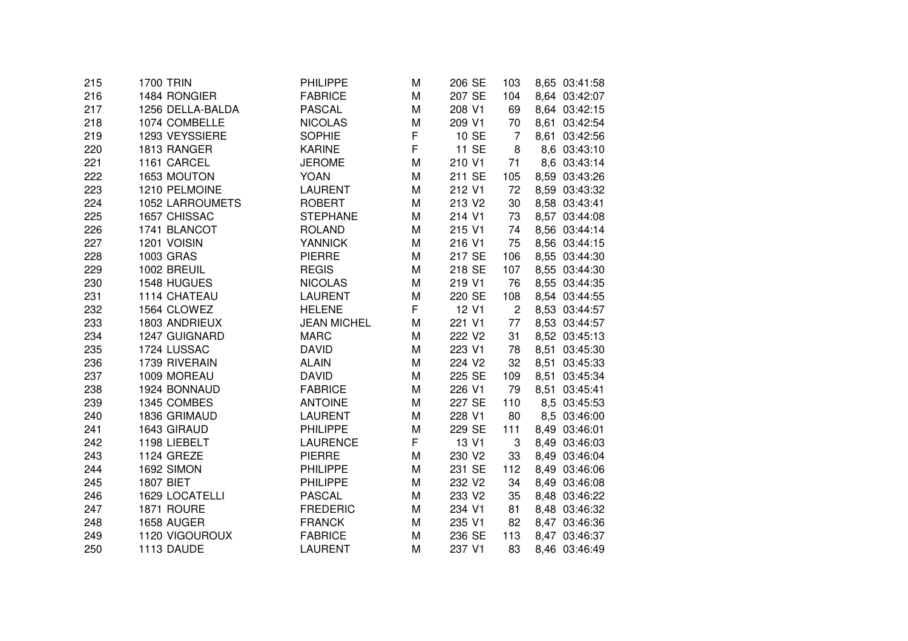| | | | | | | | | | |
|---|---|---|---|---|---|---|---|---|---|
| 215 | 1700 | TRIN | PHILIPPE | M | 206 | SE | 103 | 8,65 | 03:41:58 |
| 216 | 1484 | RONGIER | FABRICE | M | 207 | SE | 104 | 8,64 | 03:42:07 |
| 217 | 1256 | DELLA-BALDA | PASCAL | M | 208 | V1 | 69 | 8,64 | 03:42:15 |
| 218 | 1074 | COMBELLE | NICOLAS | M | 209 | V1 | 70 | 8,61 | 03:42:54 |
| 219 | 1293 | VEYSSIERE | SOPHIE | F | 10 | SE | 7 | 8,61 | 03:42:56 |
| 220 | 1813 | RANGER | KARINE | F | 11 | SE | 8 | 8,6 | 03:43:10 |
| 221 | 1161 | CARCEL | JEROME | M | 210 | V1 | 71 | 8,6 | 03:43:14 |
| 222 | 1653 | MOUTON | YOAN | M | 211 | SE | 105 | 8,59 | 03:43:26 |
| 223 | 1210 | PELMOINE | LAURENT | M | 212 | V1 | 72 | 8,59 | 03:43:32 |
| 224 | 1052 | LARROUMETS | ROBERT | M | 213 | V2 | 30 | 8,58 | 03:43:41 |
| 225 | 1657 | CHISSAC | STEPHANE | M | 214 | V1 | 73 | 8,57 | 03:44:08 |
| 226 | 1741 | BLANCOT | ROLAND | M | 215 | V1 | 74 | 8,56 | 03:44:14 |
| 227 | 1201 | VOISIN | YANNICK | M | 216 | V1 | 75 | 8,56 | 03:44:15 |
| 228 | 1003 | GRAS | PIERRE | M | 217 | SE | 106 | 8,55 | 03:44:30 |
| 229 | 1002 | BREUIL | REGIS | M | 218 | SE | 107 | 8,55 | 03:44:30 |
| 230 | 1548 | HUGUES | NICOLAS | M | 219 | V1 | 76 | 8,55 | 03:44:35 |
| 231 | 1114 | CHATEAU | LAURENT | M | 220 | SE | 108 | 8,54 | 03:44:55 |
| 232 | 1564 | CLOWEZ | HELENE | F | 12 | V1 | 2 | 8,53 | 03:44:57 |
| 233 | 1803 | ANDRIEUX | JEAN MICHEL | M | 221 | V1 | 77 | 8,53 | 03:44:57 |
| 234 | 1247 | GUIGNARD | MARC | M | 222 | V2 | 31 | 8,52 | 03:45:13 |
| 235 | 1724 | LUSSAC | DAVID | M | 223 | V1 | 78 | 8,51 | 03:45:30 |
| 236 | 1739 | RIVERAIN | ALAIN | M | 224 | V2 | 32 | 8,51 | 03:45:33 |
| 237 | 1009 | MOREAU | DAVID | M | 225 | SE | 109 | 8,51 | 03:45:34 |
| 238 | 1924 | BONNAUD | FABRICE | M | 226 | V1 | 79 | 8,51 | 03:45:41 |
| 239 | 1345 | COMBES | ANTOINE | M | 227 | SE | 110 | 8,5 | 03:45:53 |
| 240 | 1836 | GRIMAUD | LAURENT | M | 228 | V1 | 80 | 8,5 | 03:46:00 |
| 241 | 1643 | GIRAUD | PHILIPPE | M | 229 | SE | 111 | 8,49 | 03:46:01 |
| 242 | 1198 | LIEBELT | LAURENCE | F | 13 | V1 | 3 | 8,49 | 03:46:03 |
| 243 | 1124 | GREZE | PIERRE | M | 230 | V2 | 33 | 8,49 | 03:46:04 |
| 244 | 1692 | SIMON | PHILIPPE | M | 231 | SE | 112 | 8,49 | 03:46:06 |
| 245 | 1807 | BIET | PHILIPPE | M | 232 | V2 | 34 | 8,49 | 03:46:08 |
| 246 | 1629 | LOCATELLI | PASCAL | M | 233 | V2 | 35 | 8,48 | 03:46:22 |
| 247 | 1871 | ROURE | FREDERIC | M | 234 | V1 | 81 | 8,48 | 03:46:32 |
| 248 | 1658 | AUGER | FRANCK | M | 235 | V1 | 82 | 8,47 | 03:46:36 |
| 249 | 1120 | VIGOUROUX | FABRICE | M | 236 | SE | 113 | 8,47 | 03:46:37 |
| 250 | 1113 | DAUDE | LAURENT | M | 237 | V1 | 83 | 8,46 | 03:46:49 |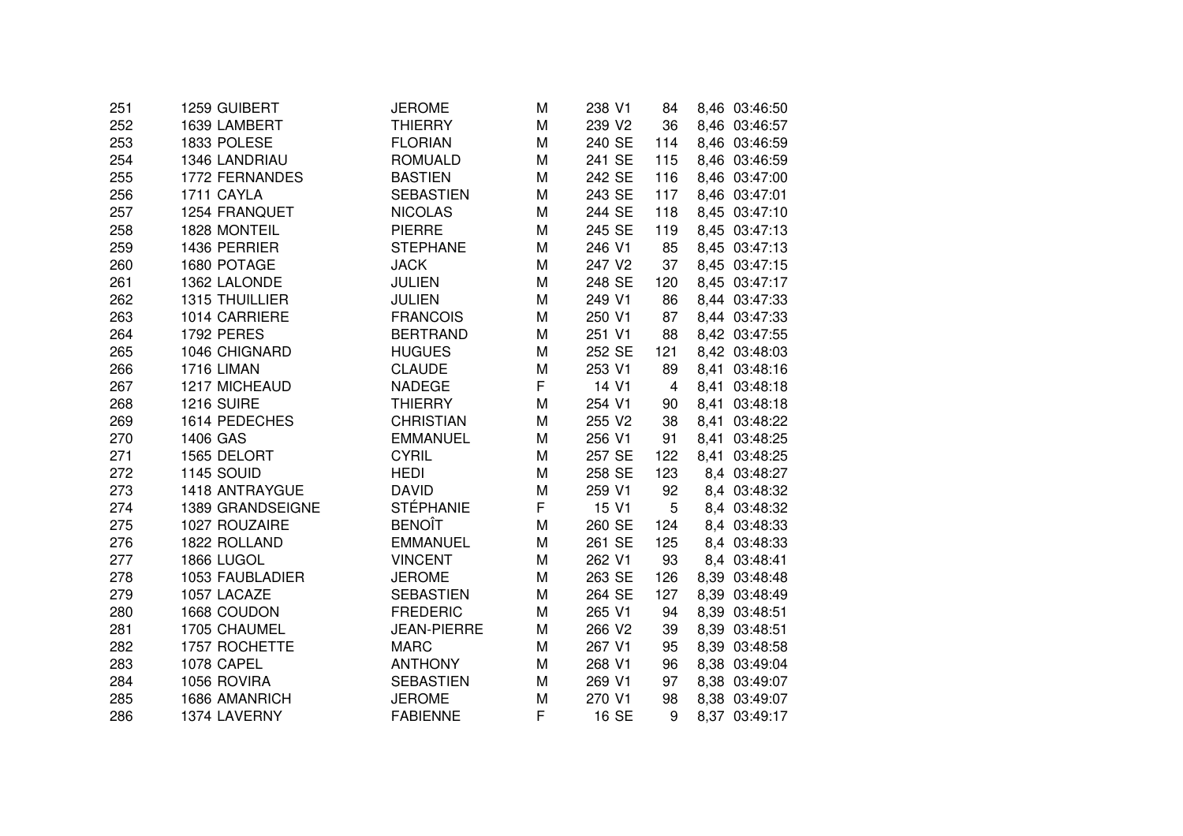| | | | | | | | | |
|---|---|---|---|---|---|---|---|---|
| 251 | 1259 | GUIBERT | JEROME | M | 238 | V1 | 84 | 8,46 | 03:46:50 |
| 252 | 1639 | LAMBERT | THIERRY | M | 239 | V2 | 36 | 8,46 | 03:46:57 |
| 253 | 1833 | POLESE | FLORIAN | M | 240 | SE | 114 | 8,46 | 03:46:59 |
| 254 | 1346 | LANDRIAU | ROMUALD | M | 241 | SE | 115 | 8,46 | 03:46:59 |
| 255 | 1772 | FERNANDES | BASTIEN | M | 242 | SE | 116 | 8,46 | 03:47:00 |
| 256 | 1711 | CAYLA | SEBASTIEN | M | 243 | SE | 117 | 8,46 | 03:47:01 |
| 257 | 1254 | FRANQUET | NICOLAS | M | 244 | SE | 118 | 8,45 | 03:47:10 |
| 258 | 1828 | MONTEIL | PIERRE | M | 245 | SE | 119 | 8,45 | 03:47:13 |
| 259 | 1436 | PERRIER | STEPHANE | M | 246 | V1 | 85 | 8,45 | 03:47:13 |
| 260 | 1680 | POTAGE | JACK | M | 247 | V2 | 37 | 8,45 | 03:47:15 |
| 261 | 1362 | LALONDE | JULIEN | M | 248 | SE | 120 | 8,45 | 03:47:17 |
| 262 | 1315 | THUILLIER | JULIEN | M | 249 | V1 | 86 | 8,44 | 03:47:33 |
| 263 | 1014 | CARRIERE | FRANCOIS | M | 250 | V1 | 87 | 8,44 | 03:47:33 |
| 264 | 1792 | PERES | BERTRAND | M | 251 | V1 | 88 | 8,42 | 03:47:55 |
| 265 | 1046 | CHIGNARD | HUGUES | M | 252 | SE | 121 | 8,42 | 03:48:03 |
| 266 | 1716 | LIMAN | CLAUDE | M | 253 | V1 | 89 | 8,41 | 03:48:16 |
| 267 | 1217 | MICHEAUD | NADEGE | F | 14 | V1 | 4 | 8,41 | 03:48:18 |
| 268 | 1216 | SUIRE | THIERRY | M | 254 | V1 | 90 | 8,41 | 03:48:18 |
| 269 | 1614 | PEDECHES | CHRISTIAN | M | 255 | V2 | 38 | 8,41 | 03:48:22 |
| 270 | 1406 | GAS | EMMANUEL | M | 256 | V1 | 91 | 8,41 | 03:48:25 |
| 271 | 1565 | DELORT | CYRIL | M | 257 | SE | 122 | 8,41 | 03:48:25 |
| 272 | 1145 | SOUID | HEDI | M | 258 | SE | 123 | 8,4 | 03:48:27 |
| 273 | 1418 | ANTRAYGUE | DAVID | M | 259 | V1 | 92 | 8,4 | 03:48:32 |
| 274 | 1389 | GRANDSEIGNE | STÉPHANIE | F | 15 | V1 | 5 | 8,4 | 03:48:32 |
| 275 | 1027 | ROUZAIRE | BENOÎT | M | 260 | SE | 124 | 8,4 | 03:48:33 |
| 276 | 1822 | ROLLAND | EMMANUEL | M | 261 | SE | 125 | 8,4 | 03:48:33 |
| 277 | 1866 | LUGOL | VINCENT | M | 262 | V1 | 93 | 8,4 | 03:48:41 |
| 278 | 1053 | FAUBLADIER | JEROME | M | 263 | SE | 126 | 8,39 | 03:48:48 |
| 279 | 1057 | LACAZE | SEBASTIEN | M | 264 | SE | 127 | 8,39 | 03:48:49 |
| 280 | 1668 | COUDON | FREDERIC | M | 265 | V1 | 94 | 8,39 | 03:48:51 |
| 281 | 1705 | CHAUMEL | JEAN-PIERRE | M | 266 | V2 | 39 | 8,39 | 03:48:51 |
| 282 | 1757 | ROCHETTE | MARC | M | 267 | V1 | 95 | 8,39 | 03:48:58 |
| 283 | 1078 | CAPEL | ANTHONY | M | 268 | V1 | 96 | 8,38 | 03:49:04 |
| 284 | 1056 | ROVIRA | SEBASTIEN | M | 269 | V1 | 97 | 8,38 | 03:49:07 |
| 285 | 1686 | AMANRICH | JEROME | M | 270 | V1 | 98 | 8,38 | 03:49:07 |
| 286 | 1374 | LAVERNY | FABIENNE | F | 16 | SE | 9 | 8,37 | 03:49:17 |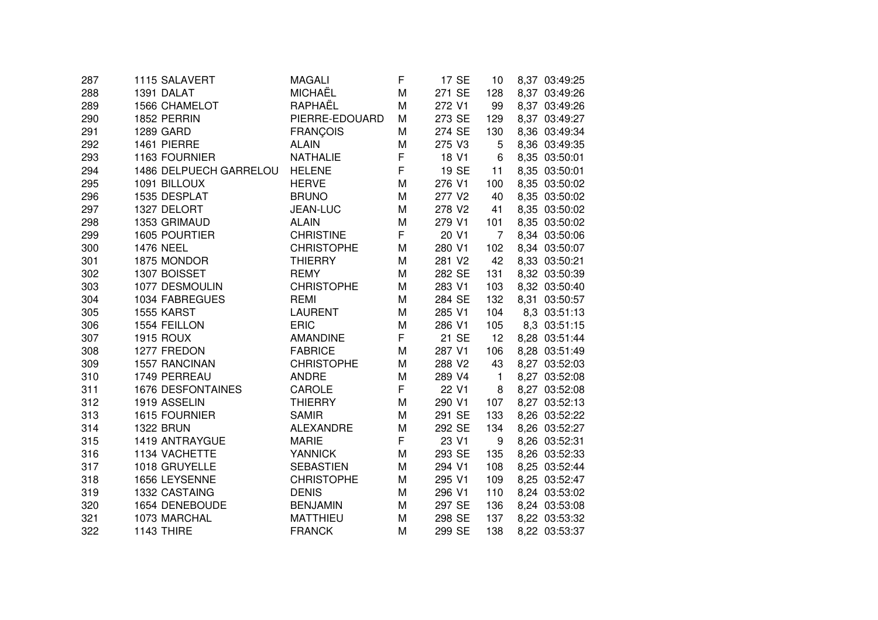| | | | | | | | | | |
|---|---|---|---|---|---|---|---|---|---|
| 287 | 1115 | SALAVERT | MAGALI | F | 17 | SE | 10 | 8,37 | 03:49:25 |
| 288 | 1391 | DALAT | MICHAËL | M | 271 | SE | 128 | 8,37 | 03:49:26 |
| 289 | 1566 | CHAMELOT | RAPHAËL | M | 272 | V1 | 99 | 8,37 | 03:49:26 |
| 290 | 1852 | PERRIN | PIERRE-EDOUARD | M | 273 | SE | 129 | 8,37 | 03:49:27 |
| 291 | 1289 | GARD | FRANÇOIS | M | 274 | SE | 130 | 8,36 | 03:49:34 |
| 292 | 1461 | PIERRE | ALAIN | M | 275 | V3 | 5 | 8,36 | 03:49:35 |
| 293 | 1163 | FOURNIER | NATHALIE | F | 18 | V1 | 6 | 8,35 | 03:50:01 |
| 294 | 1486 | DELPUECH GARRELOU | HELENE | F | 19 | SE | 11 | 8,35 | 03:50:01 |
| 295 | 1091 | BILLOUX | HERVE | M | 276 | V1 | 100 | 8,35 | 03:50:02 |
| 296 | 1535 | DESPLAT | BRUNO | M | 277 | V2 | 40 | 8,35 | 03:50:02 |
| 297 | 1327 | DELORT | JEAN-LUC | M | 278 | V2 | 41 | 8,35 | 03:50:02 |
| 298 | 1353 | GRIMAUD | ALAIN | M | 279 | V1 | 101 | 8,35 | 03:50:02 |
| 299 | 1605 | POURTIER | CHRISTINE | F | 20 | V1 | 7 | 8,34 | 03:50:06 |
| 300 | 1476 | NEEL | CHRISTOPHE | M | 280 | V1 | 102 | 8,34 | 03:50:07 |
| 301 | 1875 | MONDOR | THIERRY | M | 281 | V2 | 42 | 8,33 | 03:50:21 |
| 302 | 1307 | BOISSET | REMY | M | 282 | SE | 131 | 8,32 | 03:50:39 |
| 303 | 1077 | DESMOULIN | CHRISTOPHE | M | 283 | V1 | 103 | 8,32 | 03:50:40 |
| 304 | 1034 | FABREGUES | REMI | M | 284 | SE | 132 | 8,31 | 03:50:57 |
| 305 | 1555 | KARST | LAURENT | M | 285 | V1 | 104 | 8,3 | 03:51:13 |
| 306 | 1554 | FEILLON | ERIC | M | 286 | V1 | 105 | 8,3 | 03:51:15 |
| 307 | 1915 | ROUX | AMANDINE | F | 21 | SE | 12 | 8,28 | 03:51:44 |
| 308 | 1277 | FREDON | FABRICE | M | 287 | V1 | 106 | 8,28 | 03:51:49 |
| 309 | 1557 | RANCINAN | CHRISTOPHE | M | 288 | V2 | 43 | 8,27 | 03:52:03 |
| 310 | 1749 | PERREAU | ANDRE | M | 289 | V4 | 1 | 8,27 | 03:52:08 |
| 311 | 1676 | DESFONTAINES | CAROLE | F | 22 | V1 | 8 | 8,27 | 03:52:08 |
| 312 | 1919 | ASSELIN | THIERRY | M | 290 | V1 | 107 | 8,27 | 03:52:13 |
| 313 | 1615 | FOURNIER | SAMIR | M | 291 | SE | 133 | 8,26 | 03:52:22 |
| 314 | 1322 | BRUN | ALEXANDRE | M | 292 | SE | 134 | 8,26 | 03:52:27 |
| 315 | 1419 | ANTRAYGUE | MARIE | F | 23 | V1 | 9 | 8,26 | 03:52:31 |
| 316 | 1134 | VACHETTE | YANNICK | M | 293 | SE | 135 | 8,26 | 03:52:33 |
| 317 | 1018 | GRUYELLE | SEBASTIEN | M | 294 | V1 | 108 | 8,25 | 03:52:44 |
| 318 | 1656 | LEYSENNE | CHRISTOPHE | M | 295 | V1 | 109 | 8,25 | 03:52:47 |
| 319 | 1332 | CASTAING | DENIS | M | 296 | V1 | 110 | 8,24 | 03:53:02 |
| 320 | 1654 | DENEBOUDE | BENJAMIN | M | 297 | SE | 136 | 8,24 | 03:53:08 |
| 321 | 1073 | MARCHAL | MATTHIEU | M | 298 | SE | 137 | 8,22 | 03:53:32 |
| 322 | 1143 | THIRE | FRANCK | M | 299 | SE | 138 | 8,22 | 03:53:37 |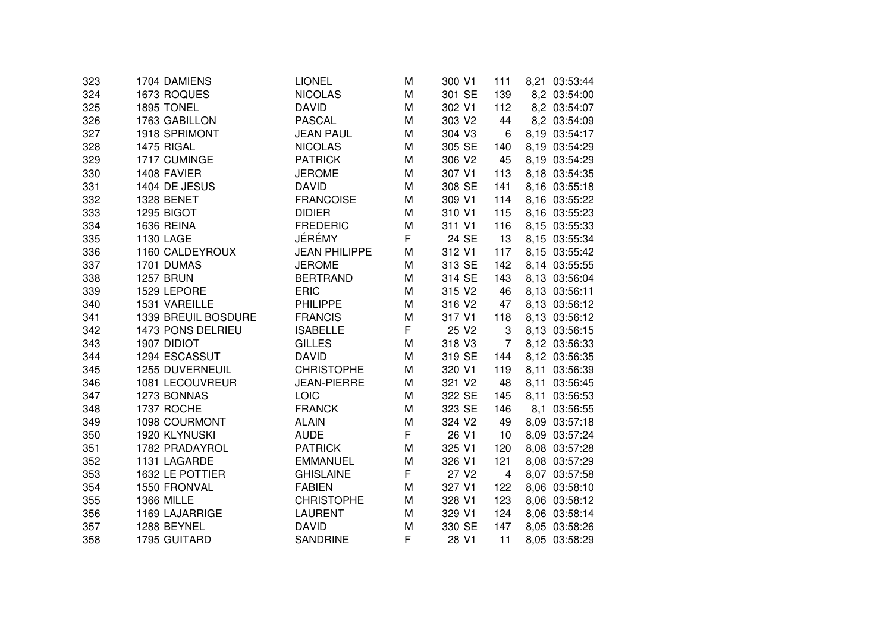| | | | | | | | | | |
|---|---|---|---|---|---|---|---|---|---|
| 323 | 1704 | DAMIENS | LIONEL | M | 300 | V1 | 111 | 8,21 | 03:53:44 |
| 324 | 1673 | ROQUES | NICOLAS | M | 301 | SE | 139 | 8,2 | 03:54:00 |
| 325 | 1895 | TONEL | DAVID | M | 302 | V1 | 112 | 8,2 | 03:54:07 |
| 326 | 1763 | GABILLON | PASCAL | M | 303 | V2 | 44 | 8,2 | 03:54:09 |
| 327 | 1918 | SPRIMONT | JEAN PAUL | M | 304 | V3 | 6 | 8,19 | 03:54:17 |
| 328 | 1475 | RIGAL | NICOLAS | M | 305 | SE | 140 | 8,19 | 03:54:29 |
| 329 | 1717 | CUMINGE | PATRICK | M | 306 | V2 | 45 | 8,19 | 03:54:29 |
| 330 | 1408 | FAVIER | JEROME | M | 307 | V1 | 113 | 8,18 | 03:54:35 |
| 331 | 1404 | DE JESUS | DAVID | M | 308 | SE | 141 | 8,16 | 03:55:18 |
| 332 | 1328 | BENET | FRANCOISE | M | 309 | V1 | 114 | 8,16 | 03:55:22 |
| 333 | 1295 | BIGOT | DIDIER | M | 310 | V1 | 115 | 8,16 | 03:55:23 |
| 334 | 1636 | REINA | FREDERIC | M | 311 | V1 | 116 | 8,15 | 03:55:33 |
| 335 | 1130 | LAGE | JÉRÉMY | F | 24 | SE | 13 | 8,15 | 03:55:34 |
| 336 | 1160 | CALDEYROUX | JEAN PHILIPPE | M | 312 | V1 | 117 | 8,15 | 03:55:42 |
| 337 | 1701 | DUMAS | JEROME | M | 313 | SE | 142 | 8,14 | 03:55:55 |
| 338 | 1257 | BRUN | BERTRAND | M | 314 | SE | 143 | 8,13 | 03:56:04 |
| 339 | 1529 | LEPORE | ERIC | M | 315 | V2 | 46 | 8,13 | 03:56:11 |
| 340 | 1531 | VAREILLE | PHILIPPE | M | 316 | V2 | 47 | 8,13 | 03:56:12 |
| 341 | 1339 | BREUIL BOSDURE | FRANCIS | M | 317 | V1 | 118 | 8,13 | 03:56:12 |
| 342 | 1473 | PONS DELRIEU | ISABELLE | F | 25 | V2 | 3 | 8,13 | 03:56:15 |
| 343 | 1907 | DIDIOT | GILLES | M | 318 | V3 | 7 | 8,12 | 03:56:33 |
| 344 | 1294 | ESCASSUT | DAVID | M | 319 | SE | 144 | 8,12 | 03:56:35 |
| 345 | 1255 | DUVERNEUIL | CHRISTOPHE | M | 320 | V1 | 119 | 8,11 | 03:56:39 |
| 346 | 1081 | LECOUVREUR | JEAN-PIERRE | M | 321 | V2 | 48 | 8,11 | 03:56:45 |
| 347 | 1273 | BONNAS | LOIC | M | 322 | SE | 145 | 8,11 | 03:56:53 |
| 348 | 1737 | ROCHE | FRANCK | M | 323 | SE | 146 | 8,1 | 03:56:55 |
| 349 | 1098 | COURMONT | ALAIN | M | 324 | V2 | 49 | 8,09 | 03:57:18 |
| 350 | 1920 | KLYNUSKI | AUDE | F | 26 | V1 | 10 | 8,09 | 03:57:24 |
| 351 | 1782 | PRADAYROL | PATRICK | M | 325 | V1 | 120 | 8,08 | 03:57:28 |
| 352 | 1131 | LAGARDE | EMMANUEL | M | 326 | V1 | 121 | 8,08 | 03:57:29 |
| 353 | 1632 | LE POTTIER | GHISLAINE | F | 27 | V2 | 4 | 8,07 | 03:57:58 |
| 354 | 1550 | FRONVAL | FABIEN | M | 327 | V1 | 122 | 8,06 | 03:58:10 |
| 355 | 1366 | MILLE | CHRISTOPHE | M | 328 | V1 | 123 | 8,06 | 03:58:12 |
| 356 | 1169 | LAJARRIGE | LAURENT | M | 329 | V1 | 124 | 8,06 | 03:58:14 |
| 357 | 1288 | BEYNEL | DAVID | M | 330 | SE | 147 | 8,05 | 03:58:26 |
| 358 | 1795 | GUITARD | SANDRINE | F | 28 | V1 | 11 | 8,05 | 03:58:29 |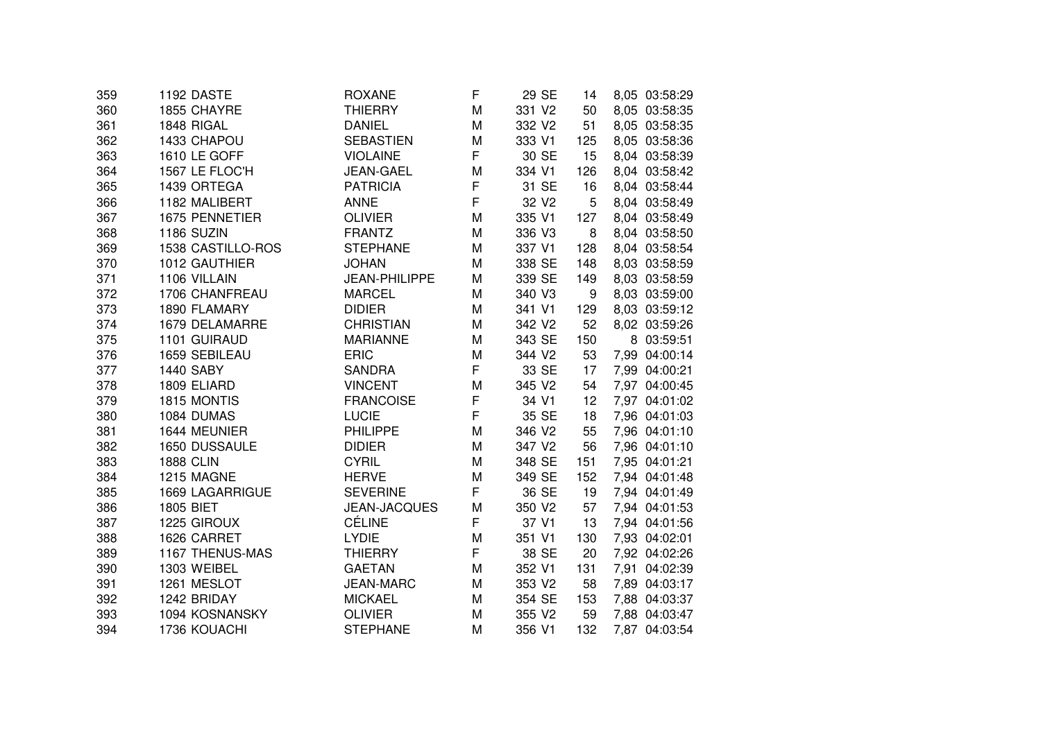| | | | | | | | | | |
|---|---|---|---|---|---|---|---|---|---|
| 359 | 1192 | DASTE | ROXANE | F | 29 | SE | 14 | 8,05 | 03:58:29 |
| 360 | 1855 | CHAYRE | THIERRY | M | 331 | V2 | 50 | 8,05 | 03:58:35 |
| 361 | 1848 | RIGAL | DANIEL | M | 332 | V2 | 51 | 8,05 | 03:58:35 |
| 362 | 1433 | CHAPOU | SEBASTIEN | M | 333 | V1 | 125 | 8,05 | 03:58:36 |
| 363 | 1610 | LE GOFF | VIOLAINE | F | 30 | SE | 15 | 8,04 | 03:58:39 |
| 364 | 1567 | LE FLOC'H | JEAN-GAEL | M | 334 | V1 | 126 | 8,04 | 03:58:42 |
| 365 | 1439 | ORTEGA | PATRICIA | F | 31 | SE | 16 | 8,04 | 03:58:44 |
| 366 | 1182 | MALIBERT | ANNE | F | 32 | V2 | 5 | 8,04 | 03:58:49 |
| 367 | 1675 | PENNETIER | OLIVIER | M | 335 | V1 | 127 | 8,04 | 03:58:49 |
| 368 | 1186 | SUZIN | FRANTZ | M | 336 | V3 | 8 | 8,04 | 03:58:50 |
| 369 | 1538 | CASTILLO-ROS | STEPHANE | M | 337 | V1 | 128 | 8,04 | 03:58:54 |
| 370 | 1012 | GAUTHIER | JOHAN | M | 338 | SE | 148 | 8,03 | 03:58:59 |
| 371 | 1106 | VILLAIN | JEAN-PHILIPPE | M | 339 | SE | 149 | 8,03 | 03:58:59 |
| 372 | 1706 | CHANFREAU | MARCEL | M | 340 | V3 | 9 | 8,03 | 03:59:00 |
| 373 | 1890 | FLAMARY | DIDIER | M | 341 | V1 | 129 | 8,03 | 03:59:12 |
| 374 | 1679 | DELAMARRE | CHRISTIAN | M | 342 | V2 | 52 | 8,02 | 03:59:26 |
| 375 | 1101 | GUIRAUD | MARIANNE | M | 343 | SE | 150 | 8 | 03:59:51 |
| 376 | 1659 | SEBILEAU | ERIC | M | 344 | V2 | 53 | 7,99 | 04:00:14 |
| 377 | 1440 | SABY | SANDRA | F | 33 | SE | 17 | 7,99 | 04:00:21 |
| 378 | 1809 | ELIARD | VINCENT | M | 345 | V2 | 54 | 7,97 | 04:00:45 |
| 379 | 1815 | MONTIS | FRANCOISE | F | 34 | V1 | 12 | 7,97 | 04:01:02 |
| 380 | 1084 | DUMAS | LUCIE | F | 35 | SE | 18 | 7,96 | 04:01:03 |
| 381 | 1644 | MEUNIER | PHILIPPE | M | 346 | V2 | 55 | 7,96 | 04:01:10 |
| 382 | 1650 | DUSSAULE | DIDIER | M | 347 | V2 | 56 | 7,96 | 04:01:10 |
| 383 | 1888 | CLIN | CYRIL | M | 348 | SE | 151 | 7,95 | 04:01:21 |
| 384 | 1215 | MAGNE | HERVE | M | 349 | SE | 152 | 7,94 | 04:01:48 |
| 385 | 1669 | LAGARRIGUE | SEVERINE | F | 36 | SE | 19 | 7,94 | 04:01:49 |
| 386 | 1805 | BIET | JEAN-JACQUES | M | 350 | V2 | 57 | 7,94 | 04:01:53 |
| 387 | 1225 | GIROUX | CÉLINE | F | 37 | V1 | 13 | 7,94 | 04:01:56 |
| 388 | 1626 | CARRET | LYDIE | M | 351 | V1 | 130 | 7,93 | 04:02:01 |
| 389 | 1167 | THENUS-MAS | THIERRY | F | 38 | SE | 20 | 7,92 | 04:02:26 |
| 390 | 1303 | WEIBEL | GAETAN | M | 352 | V1 | 131 | 7,91 | 04:02:39 |
| 391 | 1261 | MESLOT | JEAN-MARC | M | 353 | V2 | 58 | 7,89 | 04:03:17 |
| 392 | 1242 | BRIDAY | MICKAEL | M | 354 | SE | 153 | 7,88 | 04:03:37 |
| 393 | 1094 | KOSNANSKY | OLIVIER | M | 355 | V2 | 59 | 7,88 | 04:03:47 |
| 394 | 1736 | KOUACHI | STEPHANE | M | 356 | V1 | 132 | 7,87 | 04:03:54 |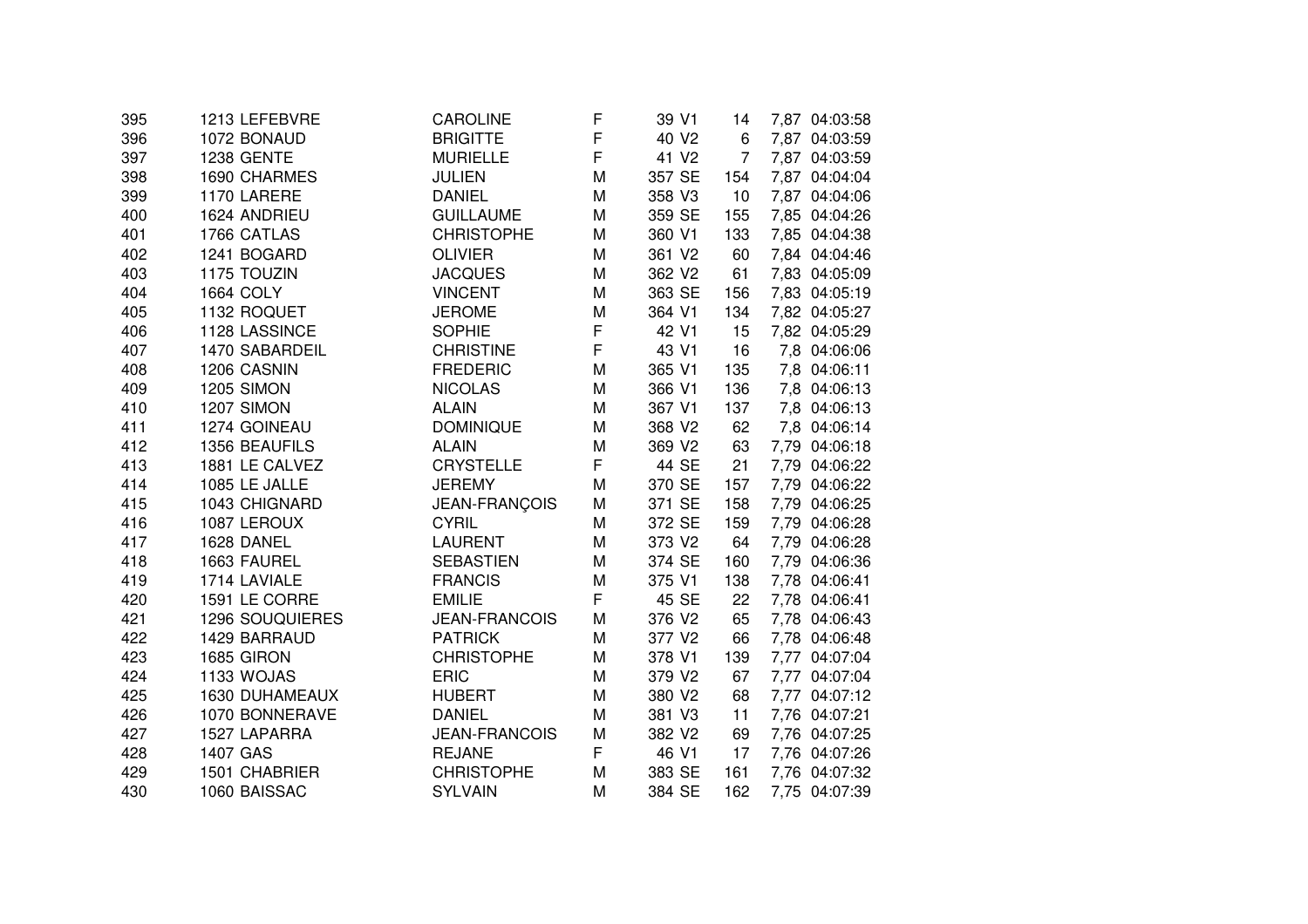| | | | | | | | | | |
|---|---|---|---|---|---|---|---|---|---|
| 395 | 1213 | LEFEBVRE | CAROLINE | F | 39 | V1 | 14 | 7,87 | 04:03:58 |
| 396 | 1072 | BONAUD | BRIGITTE | F | 40 | V2 | 6 | 7,87 | 04:03:59 |
| 397 | 1238 | GENTE | MURIELLE | F | 41 | V2 | 7 | 7,87 | 04:03:59 |
| 398 | 1690 | CHARMES | JULIEN | M | 357 | SE | 154 | 7,87 | 04:04:04 |
| 399 | 1170 | LARERE | DANIEL | M | 358 | V3 | 10 | 7,87 | 04:04:06 |
| 400 | 1624 | ANDRIEU | GUILLAUME | M | 359 | SE | 155 | 7,85 | 04:04:26 |
| 401 | 1766 | CATLAS | CHRISTOPHE | M | 360 | V1 | 133 | 7,85 | 04:04:38 |
| 402 | 1241 | BOGARD | OLIVIER | M | 361 | V2 | 60 | 7,84 | 04:04:46 |
| 403 | 1175 | TOUZIN | JACQUES | M | 362 | V2 | 61 | 7,83 | 04:05:09 |
| 404 | 1664 | COLY | VINCENT | M | 363 | SE | 156 | 7,83 | 04:05:19 |
| 405 | 1132 | ROQUET | JEROME | M | 364 | V1 | 134 | 7,82 | 04:05:27 |
| 406 | 1128 | LASSINCE | SOPHIE | F | 42 | V1 | 15 | 7,82 | 04:05:29 |
| 407 | 1470 | SABARDEIL | CHRISTINE | F | 43 | V1 | 16 | 7,8 | 04:06:06 |
| 408 | 1206 | CASNIN | FREDERIC | M | 365 | V1 | 135 | 7,8 | 04:06:11 |
| 409 | 1205 | SIMON | NICOLAS | M | 366 | V1 | 136 | 7,8 | 04:06:13 |
| 410 | 1207 | SIMON | ALAIN | M | 367 | V1 | 137 | 7,8 | 04:06:13 |
| 411 | 1274 | GOINEAU | DOMINIQUE | M | 368 | V2 | 62 | 7,8 | 04:06:14 |
| 412 | 1356 | BEAUFILS | ALAIN | M | 369 | V2 | 63 | 7,79 | 04:06:18 |
| 413 | 1881 | LE CALVEZ | CRYSTELLE | F | 44 | SE | 21 | 7,79 | 04:06:22 |
| 414 | 1085 | LE JALLE | JEREMY | M | 370 | SE | 157 | 7,79 | 04:06:22 |
| 415 | 1043 | CHIGNARD | JEAN-FRANÇOIS | M | 371 | SE | 158 | 7,79 | 04:06:25 |
| 416 | 1087 | LEROUX | CYRIL | M | 372 | SE | 159 | 7,79 | 04:06:28 |
| 417 | 1628 | DANEL | LAURENT | M | 373 | V2 | 64 | 7,79 | 04:06:28 |
| 418 | 1663 | FAUREL | SEBASTIEN | M | 374 | SE | 160 | 7,79 | 04:06:36 |
| 419 | 1714 | LAVIALE | FRANCIS | M | 375 | V1 | 138 | 7,78 | 04:06:41 |
| 420 | 1591 | LE CORRE | EMILIE | F | 45 | SE | 22 | 7,78 | 04:06:41 |
| 421 | 1296 | SOUQUIERES | JEAN-FRANCOIS | M | 376 | V2 | 65 | 7,78 | 04:06:43 |
| 422 | 1429 | BARRAUD | PATRICK | M | 377 | V2 | 66 | 7,78 | 04:06:48 |
| 423 | 1685 | GIRON | CHRISTOPHE | M | 378 | V1 | 139 | 7,77 | 04:07:04 |
| 424 | 1133 | WOJAS | ERIC | M | 379 | V2 | 67 | 7,77 | 04:07:04 |
| 425 | 1630 | DUHAMEAUX | HUBERT | M | 380 | V2 | 68 | 7,77 | 04:07:12 |
| 426 | 1070 | BONNERAVE | DANIEL | M | 381 | V3 | 11 | 7,76 | 04:07:21 |
| 427 | 1527 | LAPARRA | JEAN-FRANCOIS | M | 382 | V2 | 69 | 7,76 | 04:07:25 |
| 428 | 1407 | GAS | REJANE | F | 46 | V1 | 17 | 7,76 | 04:07:26 |
| 429 | 1501 | CHABRIER | CHRISTOPHE | M | 383 | SE | 161 | 7,76 | 04:07:32 |
| 430 | 1060 | BAISSAC | SYLVAIN | M | 384 | SE | 162 | 7,75 | 04:07:39 |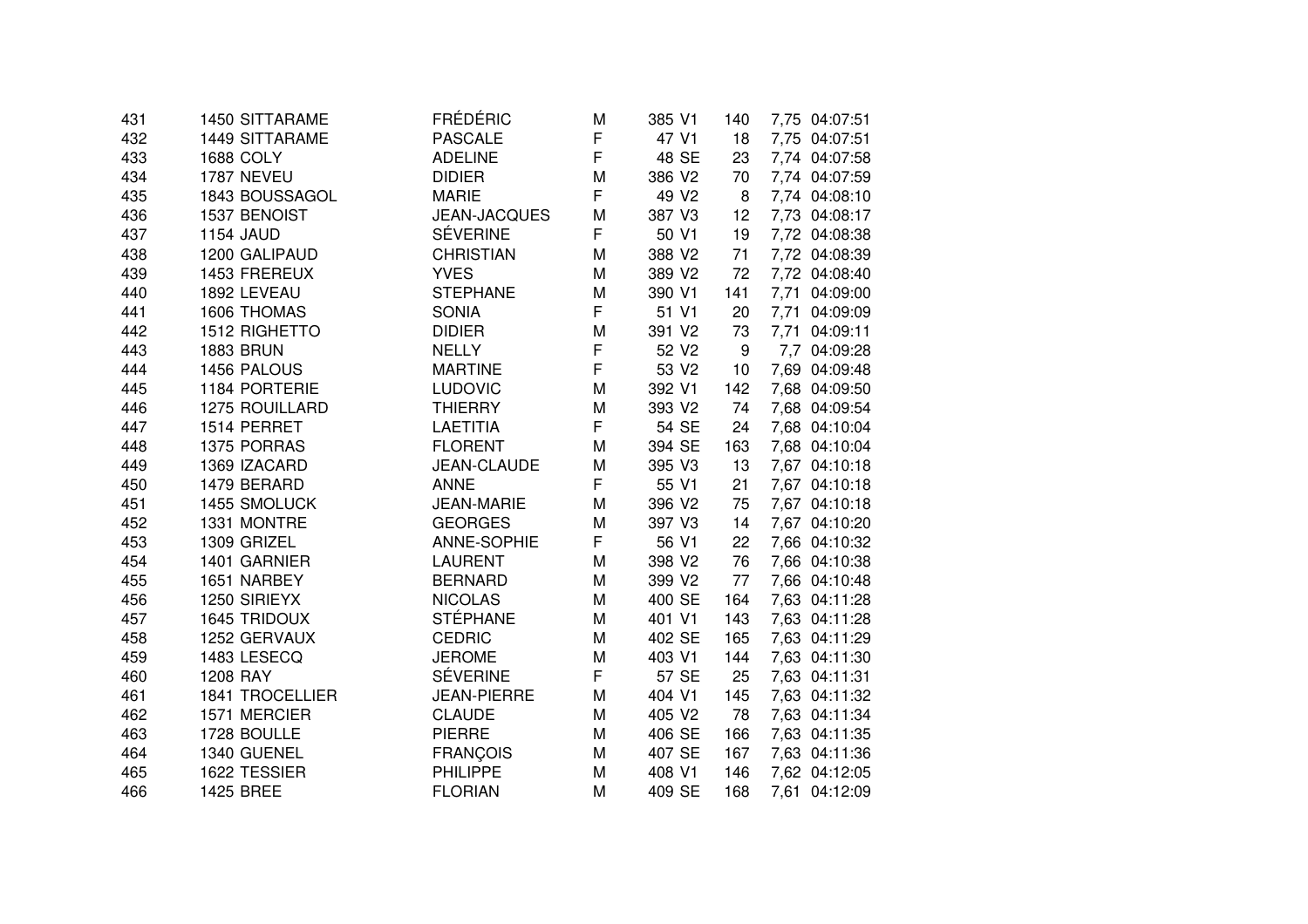| | | | | | | | | | |
|---|---|---|---|---|---|---|---|---|---|
| 431 | 1450 | SITTARAME | FRÉDÉRIC | M | 385 | V1 | 140 | 7,75 | 04:07:51 |
| 432 | 1449 | SITTARAME | PASCALE | F | 47 | V1 | 18 | 7,75 | 04:07:51 |
| 433 | 1688 | COLY | ADELINE | F | 48 | SE | 23 | 7,74 | 04:07:58 |
| 434 | 1787 | NEVEU | DIDIER | M | 386 | V2 | 70 | 7,74 | 04:07:59 |
| 435 | 1843 | BOUSSAGOL | MARIE | F | 49 | V2 | 8 | 7,74 | 04:08:10 |
| 436 | 1537 | BENOIST | JEAN-JACQUES | M | 387 | V3 | 12 | 7,73 | 04:08:17 |
| 437 | 1154 | JAUD | SÉVERINE | F | 50 | V1 | 19 | 7,72 | 04:08:38 |
| 438 | 1200 | GALIPAUD | CHRISTIAN | M | 388 | V2 | 71 | 7,72 | 04:08:39 |
| 439 | 1453 | FREREUX | YVES | M | 389 | V2 | 72 | 7,72 | 04:08:40 |
| 440 | 1892 | LEVEAU | STEPHANE | M | 390 | V1 | 141 | 7,71 | 04:09:00 |
| 441 | 1606 | THOMAS | SONIA | F | 51 | V1 | 20 | 7,71 | 04:09:09 |
| 442 | 1512 | RIGHETTO | DIDIER | M | 391 | V2 | 73 | 7,71 | 04:09:11 |
| 443 | 1883 | BRUN | NELLY | F | 52 | V2 | 9 | 7,7 | 04:09:28 |
| 444 | 1456 | PALOUS | MARTINE | F | 53 | V2 | 10 | 7,69 | 04:09:48 |
| 445 | 1184 | PORTERIE | LUDOVIC | M | 392 | V1 | 142 | 7,68 | 04:09:50 |
| 446 | 1275 | ROUILLARD | THIERRY | M | 393 | V2 | 74 | 7,68 | 04:09:54 |
| 447 | 1514 | PERRET | LAETITIA | F | 54 | SE | 24 | 7,68 | 04:10:04 |
| 448 | 1375 | PORRAS | FLORENT | M | 394 | SE | 163 | 7,68 | 04:10:04 |
| 449 | 1369 | IZACARD | JEAN-CLAUDE | M | 395 | V3 | 13 | 7,67 | 04:10:18 |
| 450 | 1479 | BERARD | ANNE | F | 55 | V1 | 21 | 7,67 | 04:10:18 |
| 451 | 1455 | SMOLUCK | JEAN-MARIE | M | 396 | V2 | 75 | 7,67 | 04:10:18 |
| 452 | 1331 | MONTRE | GEORGES | M | 397 | V3 | 14 | 7,67 | 04:10:20 |
| 453 | 1309 | GRIZEL | ANNE-SOPHIE | F | 56 | V1 | 22 | 7,66 | 04:10:32 |
| 454 | 1401 | GARNIER | LAURENT | M | 398 | V2 | 76 | 7,66 | 04:10:38 |
| 455 | 1651 | NARBEY | BERNARD | M | 399 | V2 | 77 | 7,66 | 04:10:48 |
| 456 | 1250 | SIRIEYX | NICOLAS | M | 400 | SE | 164 | 7,63 | 04:11:28 |
| 457 | 1645 | TRIDOUX | STÉPHANE | M | 401 | V1 | 143 | 7,63 | 04:11:28 |
| 458 | 1252 | GERVAUX | CEDRIC | M | 402 | SE | 165 | 7,63 | 04:11:29 |
| 459 | 1483 | LESECQ | JEROME | M | 403 | V1 | 144 | 7,63 | 04:11:30 |
| 460 | 1208 | RAY | SÉVERINE | F | 57 | SE | 25 | 7,63 | 04:11:31 |
| 461 | 1841 | TROCELLIER | JEAN-PIERRE | M | 404 | V1 | 145 | 7,63 | 04:11:32 |
| 462 | 1571 | MERCIER | CLAUDE | M | 405 | V2 | 78 | 7,63 | 04:11:34 |
| 463 | 1728 | BOULLE | PIERRE | M | 406 | SE | 166 | 7,63 | 04:11:35 |
| 464 | 1340 | GUENEL | FRANÇOIS | M | 407 | SE | 167 | 7,63 | 04:11:36 |
| 465 | 1622 | TESSIER | PHILIPPE | M | 408 | V1 | 146 | 7,62 | 04:12:05 |
| 466 | 1425 | BREE | FLORIAN | M | 409 | SE | 168 | 7,61 | 04:12:09 |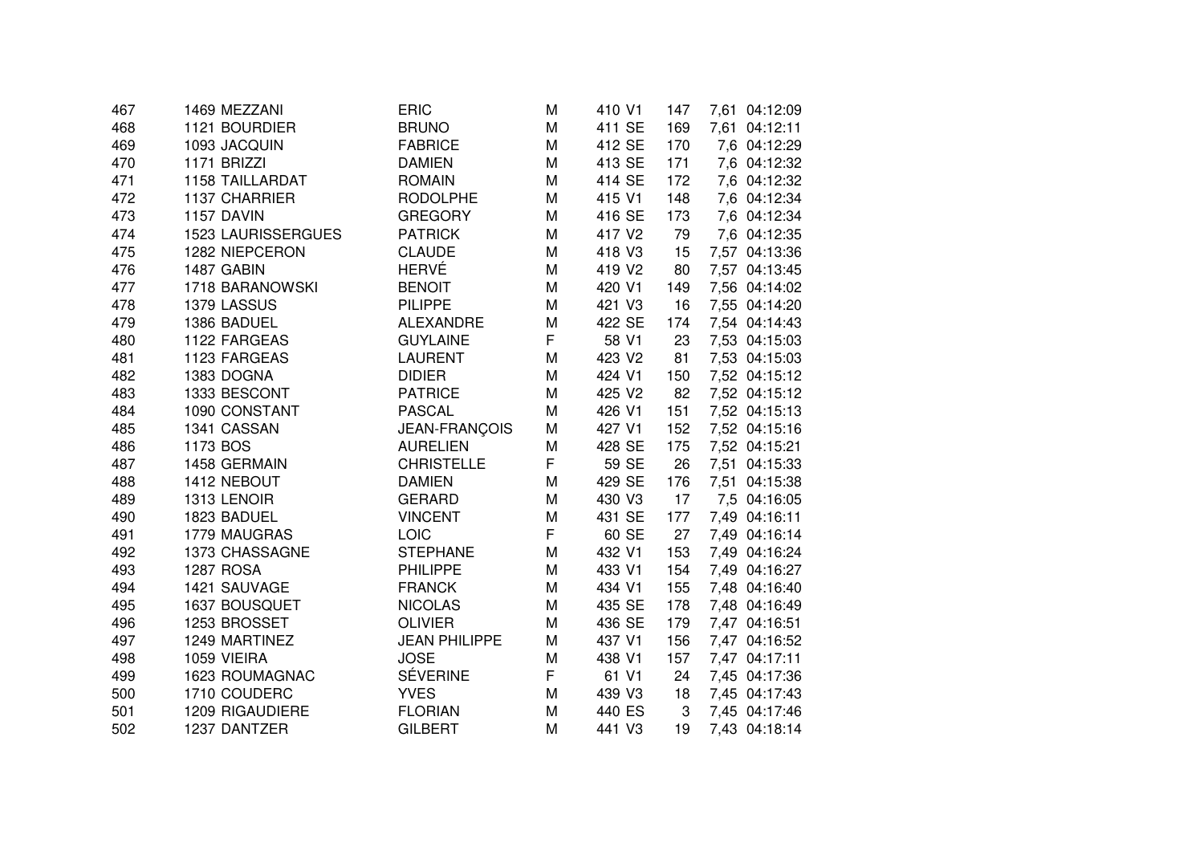| | | | | | | | | | |
|---|---|---|---|---|---|---|---|---|---|
| 467 | 1469 | MEZZANI | ERIC | M | 410 | V1 | 147 | 7,61 | 04:12:09 |
| 468 | 1121 | BOURDIER | BRUNO | M | 411 | SE | 169 | 7,61 | 04:12:11 |
| 469 | 1093 | JACQUIN | FABRICE | M | 412 | SE | 170 | 7,6 | 04:12:29 |
| 470 | 1171 | BRIZZI | DAMIEN | M | 413 | SE | 171 | 7,6 | 04:12:32 |
| 471 | 1158 | TAILLARDAT | ROMAIN | M | 414 | SE | 172 | 7,6 | 04:12:32 |
| 472 | 1137 | CHARRIER | RODOLPHE | M | 415 | V1 | 148 | 7,6 | 04:12:34 |
| 473 | 1157 | DAVIN | GREGORY | M | 416 | SE | 173 | 7,6 | 04:12:34 |
| 474 | 1523 | LAURISSERGUES | PATRICK | M | 417 | V2 | 79 | 7,6 | 04:12:35 |
| 475 | 1282 | NIEPCERON | CLAUDE | M | 418 | V3 | 15 | 7,57 | 04:13:36 |
| 476 | 1487 | GABIN | HERVÉ | M | 419 | V2 | 80 | 7,57 | 04:13:45 |
| 477 | 1718 | BARANOWSKI | BENOIT | M | 420 | V1 | 149 | 7,56 | 04:14:02 |
| 478 | 1379 | LASSUS | PILIPPE | M | 421 | V3 | 16 | 7,55 | 04:14:20 |
| 479 | 1386 | BADUEL | ALEXANDRE | M | 422 | SE | 174 | 7,54 | 04:14:43 |
| 480 | 1122 | FARGEAS | GUYLAINE | F | 58 | V1 | 23 | 7,53 | 04:15:03 |
| 481 | 1123 | FARGEAS | LAURENT | M | 423 | V2 | 81 | 7,53 | 04:15:03 |
| 482 | 1383 | DOGNA | DIDIER | M | 424 | V1 | 150 | 7,52 | 04:15:12 |
| 483 | 1333 | BESCONT | PATRICE | M | 425 | V2 | 82 | 7,52 | 04:15:12 |
| 484 | 1090 | CONSTANT | PASCAL | M | 426 | V1 | 151 | 7,52 | 04:15:13 |
| 485 | 1341 | CASSAN | JEAN-FRANÇOIS | M | 427 | V1 | 152 | 7,52 | 04:15:16 |
| 486 | 1173 | BOS | AURELIEN | M | 428 | SE | 175 | 7,52 | 04:15:21 |
| 487 | 1458 | GERMAIN | CHRISTELLE | F | 59 | SE | 26 | 7,51 | 04:15:33 |
| 488 | 1412 | NEBOUT | DAMIEN | M | 429 | SE | 176 | 7,51 | 04:15:38 |
| 489 | 1313 | LENOIR | GERARD | M | 430 | V3 | 17 | 7,5 | 04:16:05 |
| 490 | 1823 | BADUEL | VINCENT | M | 431 | SE | 177 | 7,49 | 04:16:11 |
| 491 | 1779 | MAUGRAS | LOIC | F | 60 | SE | 27 | 7,49 | 04:16:14 |
| 492 | 1373 | CHASSAGNE | STEPHANE | M | 432 | V1 | 153 | 7,49 | 04:16:24 |
| 493 | 1287 | ROSA | PHILIPPE | M | 433 | V1 | 154 | 7,49 | 04:16:27 |
| 494 | 1421 | SAUVAGE | FRANCK | M | 434 | V1 | 155 | 7,48 | 04:16:40 |
| 495 | 1637 | BOUSQUET | NICOLAS | M | 435 | SE | 178 | 7,48 | 04:16:49 |
| 496 | 1253 | BROSSET | OLIVIER | M | 436 | SE | 179 | 7,47 | 04:16:51 |
| 497 | 1249 | MARTINEZ | JEAN PHILIPPE | M | 437 | V1 | 156 | 7,47 | 04:16:52 |
| 498 | 1059 | VIEIRA | JOSE | M | 438 | V1 | 157 | 7,47 | 04:17:11 |
| 499 | 1623 | ROUMAGNAC | SÉVERINE | F | 61 | V1 | 24 | 7,45 | 04:17:36 |
| 500 | 1710 | COUDERC | YVES | M | 439 | V3 | 18 | 7,45 | 04:17:43 |
| 501 | 1209 | RIGAUDIERE | FLORIAN | M | 440 | ES | 3 | 7,45 | 04:17:46 |
| 502 | 1237 | DANTZER | GILBERT | M | 441 | V3 | 19 | 7,43 | 04:18:14 |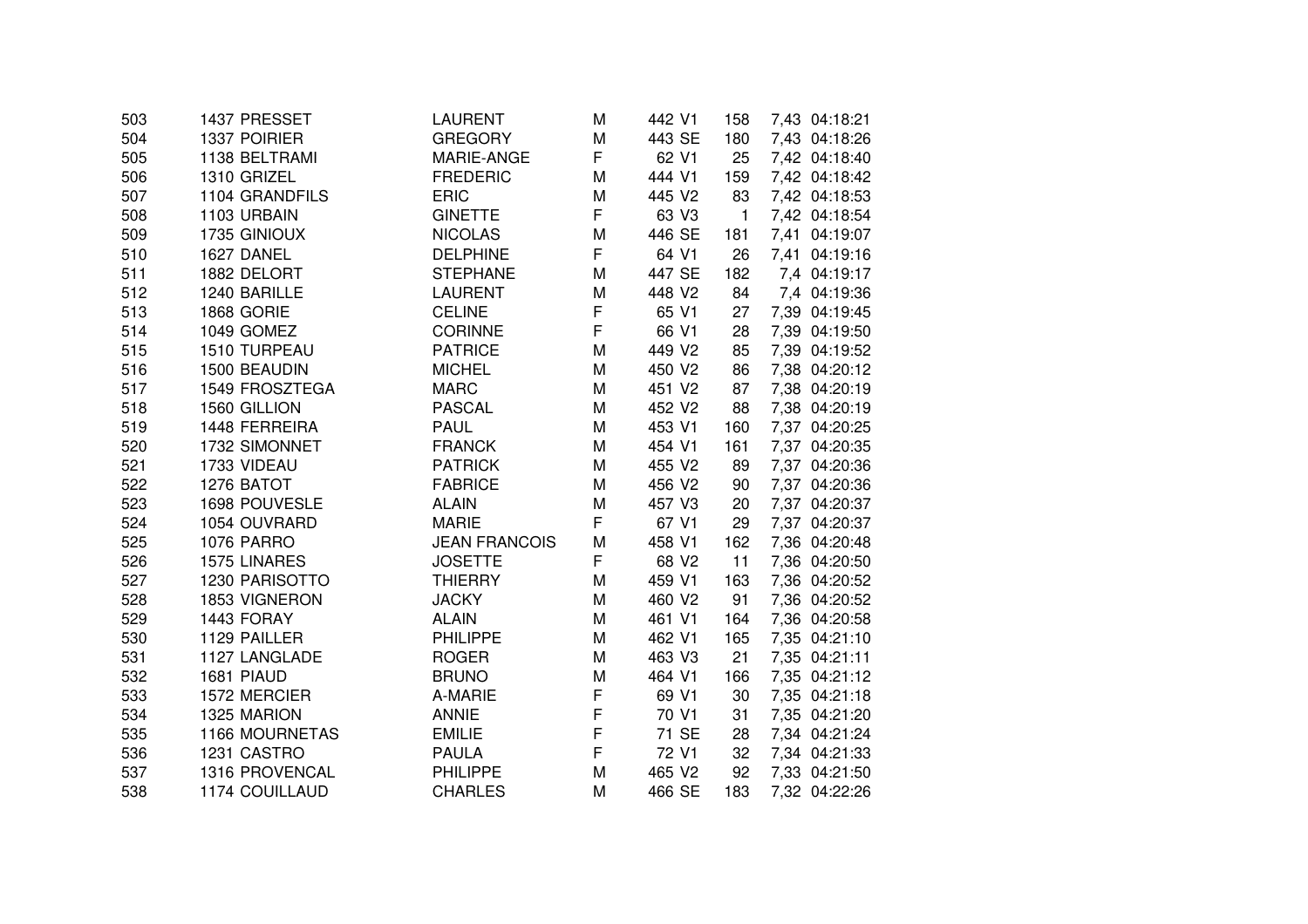| | | | | | | | | | |
|---|---|---|---|---|---|---|---|---|---|
| 503 | 1437 | PRESSET | LAURENT | M | 442 | V1 | 158 | 7,43 | 04:18:21 |
| 504 | 1337 | POIRIER | GREGORY | M | 443 | SE | 180 | 7,43 | 04:18:26 |
| 505 | 1138 | BELTRAMI | MARIE-ANGE | F | 62 | V1 | 25 | 7,42 | 04:18:40 |
| 506 | 1310 | GRIZEL | FREDERIC | M | 444 | V1 | 159 | 7,42 | 04:18:42 |
| 507 | 1104 | GRANDFILS | ERIC | M | 445 | V2 | 83 | 7,42 | 04:18:53 |
| 508 | 1103 | URBAIN | GINETTE | F | 63 | V3 | 1 | 7,42 | 04:18:54 |
| 509 | 1735 | GINIOUX | NICOLAS | M | 446 | SE | 181 | 7,41 | 04:19:07 |
| 510 | 1627 | DANEL | DELPHINE | F | 64 | V1 | 26 | 7,41 | 04:19:16 |
| 511 | 1882 | DELORT | STEPHANE | M | 447 | SE | 182 | 7,4 | 04:19:17 |
| 512 | 1240 | BARILLE | LAURENT | M | 448 | V2 | 84 | 7,4 | 04:19:36 |
| 513 | 1868 | GORIE | CELINE | F | 65 | V1 | 27 | 7,39 | 04:19:45 |
| 514 | 1049 | GOMEZ | CORINNE | F | 66 | V1 | 28 | 7,39 | 04:19:50 |
| 515 | 1510 | TURPEAU | PATRICE | M | 449 | V2 | 85 | 7,39 | 04:19:52 |
| 516 | 1500 | BEAUDIN | MICHEL | M | 450 | V2 | 86 | 7,38 | 04:20:12 |
| 517 | 1549 | FROSZTEGA | MARC | M | 451 | V2 | 87 | 7,38 | 04:20:19 |
| 518 | 1560 | GILLION | PASCAL | M | 452 | V2 | 88 | 7,38 | 04:20:19 |
| 519 | 1448 | FERREIRA | PAUL | M | 453 | V1 | 160 | 7,37 | 04:20:25 |
| 520 | 1732 | SIMONNET | FRANCK | M | 454 | V1 | 161 | 7,37 | 04:20:35 |
| 521 | 1733 | VIDEAU | PATRICK | M | 455 | V2 | 89 | 7,37 | 04:20:36 |
| 522 | 1276 | BATOT | FABRICE | M | 456 | V2 | 90 | 7,37 | 04:20:36 |
| 523 | 1698 | POUVESLE | ALAIN | M | 457 | V3 | 20 | 7,37 | 04:20:37 |
| 524 | 1054 | OUVRARD | MARIE | F | 67 | V1 | 29 | 7,37 | 04:20:37 |
| 525 | 1076 | PARRO | JEAN FRANCOIS | M | 458 | V1 | 162 | 7,36 | 04:20:48 |
| 526 | 1575 | LINARES | JOSETTE | F | 68 | V2 | 11 | 7,36 | 04:20:50 |
| 527 | 1230 | PARISOTTO | THIERRY | M | 459 | V1 | 163 | 7,36 | 04:20:52 |
| 528 | 1853 | VIGNERON | JACKY | M | 460 | V2 | 91 | 7,36 | 04:20:52 |
| 529 | 1443 | FORAY | ALAIN | M | 461 | V1 | 164 | 7,36 | 04:20:58 |
| 530 | 1129 | PAILLER | PHILIPPE | M | 462 | V1 | 165 | 7,35 | 04:21:10 |
| 531 | 1127 | LANGLADE | ROGER | M | 463 | V3 | 21 | 7,35 | 04:21:11 |
| 532 | 1681 | PIAUD | BRUNO | M | 464 | V1 | 166 | 7,35 | 04:21:12 |
| 533 | 1572 | MERCIER | A-MARIE | F | 69 | V1 | 30 | 7,35 | 04:21:18 |
| 534 | 1325 | MARION | ANNIE | F | 70 | V1 | 31 | 7,35 | 04:21:20 |
| 535 | 1166 | MOURNETAS | EMILIE | F | 71 | SE | 28 | 7,34 | 04:21:24 |
| 536 | 1231 | CASTRO | PAULA | F | 72 | V1 | 32 | 7,34 | 04:21:33 |
| 537 | 1316 | PROVENCAL | PHILIPPE | M | 465 | V2 | 92 | 7,33 | 04:21:50 |
| 538 | 1174 | COUILLAUD | CHARLES | M | 466 | SE | 183 | 7,32 | 04:22:26 |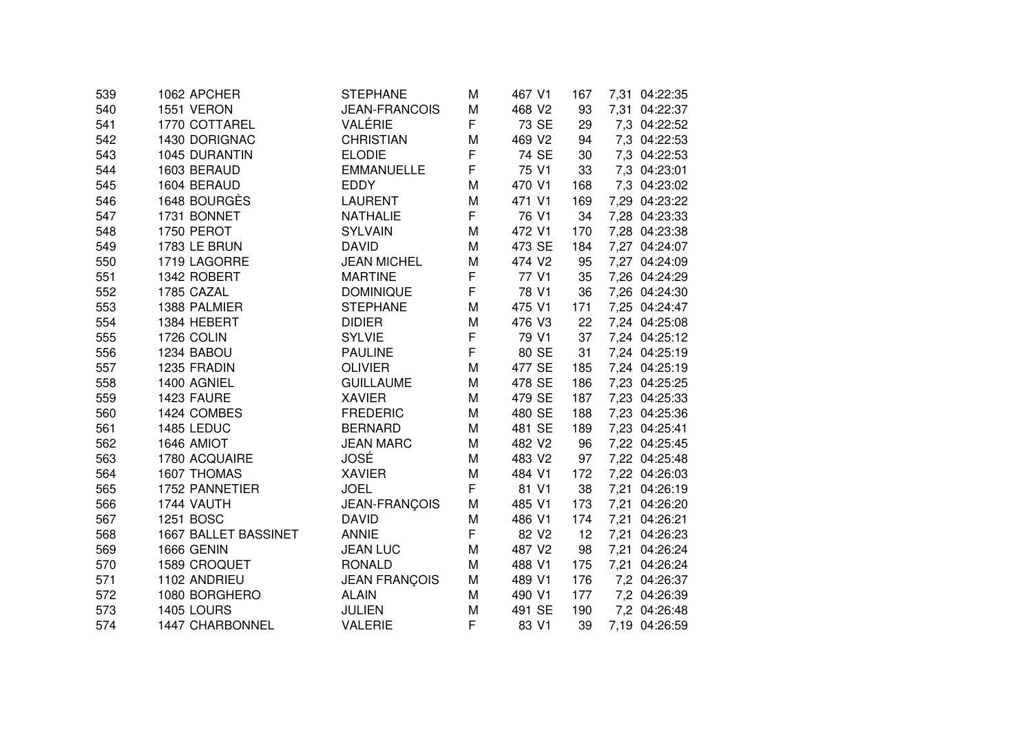| | | | | | | | | | |
|---|---|---|---|---|---|---|---|---|---|
| 539 | 1062 | APCHER | STEPHANE | M | 467 | V1 | 167 | 7,31 | 04:22:35 |
| 540 | 1551 | VERON | JEAN-FRANCOIS | M | 468 | V2 | 93 | 7,31 | 04:22:37 |
| 541 | 1770 | COTTAREL | VALÉRIE | F | 73 | SE | 29 | 7,3 | 04:22:52 |
| 542 | 1430 | DORIGNAC | CHRISTIAN | M | 469 | V2 | 94 | 7,3 | 04:22:53 |
| 543 | 1045 | DURANTIN | ELODIE | F | 74 | SE | 30 | 7,3 | 04:22:53 |
| 544 | 1603 | BERAUD | EMMANUELLE | F | 75 | V1 | 33 | 7,3 | 04:23:01 |
| 545 | 1604 | BERAUD | EDDY | M | 470 | V1 | 168 | 7,3 | 04:23:02 |
| 546 | 1648 | BOURGÈS | LAURENT | M | 471 | V1 | 169 | 7,29 | 04:23:22 |
| 547 | 1731 | BONNET | NATHALIE | F | 76 | V1 | 34 | 7,28 | 04:23:33 |
| 548 | 1750 | PEROT | SYLVAIN | M | 472 | V1 | 170 | 7,28 | 04:23:38 |
| 549 | 1783 | LE BRUN | DAVID | M | 473 | SE | 184 | 7,27 | 04:24:07 |
| 550 | 1719 | LAGORRE | JEAN MICHEL | M | 474 | V2 | 95 | 7,27 | 04:24:09 |
| 551 | 1342 | ROBERT | MARTINE | F | 77 | V1 | 35 | 7,26 | 04:24:29 |
| 552 | 1785 | CAZAL | DOMINIQUE | F | 78 | V1 | 36 | 7,26 | 04:24:30 |
| 553 | 1388 | PALMIER | STEPHANE | M | 475 | V1 | 171 | 7,25 | 04:24:47 |
| 554 | 1384 | HEBERT | DIDIER | M | 476 | V3 | 22 | 7,24 | 04:25:08 |
| 555 | 1726 | COLIN | SYLVIE | F | 79 | V1 | 37 | 7,24 | 04:25:12 |
| 556 | 1234 | BABOU | PAULINE | F | 80 | SE | 31 | 7,24 | 04:25:19 |
| 557 | 1235 | FRADIN | OLIVIER | M | 477 | SE | 185 | 7,24 | 04:25:19 |
| 558 | 1400 | AGNIEL | GUILLAUME | M | 478 | SE | 186 | 7,23 | 04:25:25 |
| 559 | 1423 | FAURE | XAVIER | M | 479 | SE | 187 | 7,23 | 04:25:33 |
| 560 | 1424 | COMBES | FREDERIC | M | 480 | SE | 188 | 7,23 | 04:25:36 |
| 561 | 1485 | LEDUC | BERNARD | M | 481 | SE | 189 | 7,23 | 04:25:41 |
| 562 | 1646 | AMIOT | JEAN MARC | M | 482 | V2 | 96 | 7,22 | 04:25:45 |
| 563 | 1780 | ACQUAIRE | JOSÉ | M | 483 | V2 | 97 | 7,22 | 04:25:48 |
| 564 | 1607 | THOMAS | XAVIER | M | 484 | V1 | 172 | 7,22 | 04:26:03 |
| 565 | 1752 | PANNETIER | JOEL | F | 81 | V1 | 38 | 7,21 | 04:26:19 |
| 566 | 1744 | VAUTH | JEAN-FRANÇOIS | M | 485 | V1 | 173 | 7,21 | 04:26:20 |
| 567 | 1251 | BOSC | DAVID | M | 486 | V1 | 174 | 7,21 | 04:26:21 |
| 568 | 1667 | BALLET BASSINET | ANNIE | F | 82 | V2 | 12 | 7,21 | 04:26:23 |
| 569 | 1666 | GENIN | JEAN LUC | M | 487 | V2 | 98 | 7,21 | 04:26:24 |
| 570 | 1589 | CROQUET | RONALD | M | 488 | V1 | 175 | 7,21 | 04:26:24 |
| 571 | 1102 | ANDRIEU | JEAN FRANÇOIS | M | 489 | V1 | 176 | 7,2 | 04:26:37 |
| 572 | 1080 | BORGHERO | ALAIN | M | 490 | V1 | 177 | 7,2 | 04:26:39 |
| 573 | 1405 | LOURS | JULIEN | M | 491 | SE | 190 | 7,2 | 04:26:48 |
| 574 | 1447 | CHARBONNEL | VALERIE | F | 83 | V1 | 39 | 7,19 | 04:26:59 |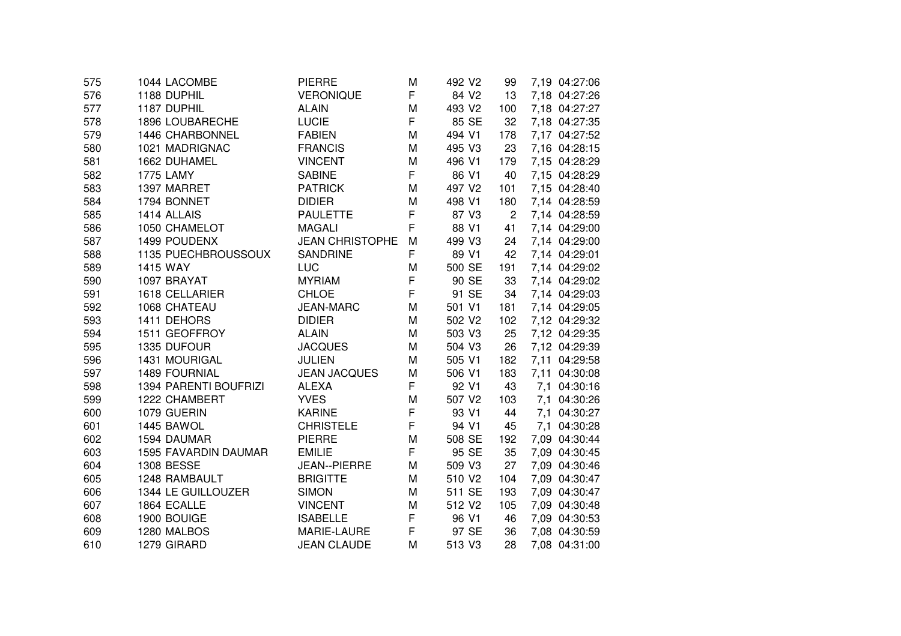| | | | | | | | | | |
|---|---|---|---|---|---|---|---|---|---|
| 575 | 1044 | LACOMBE | PIERRE | M | 492 | V2 | 99 | 7,19 | 04:27:06 |
| 576 | 1188 | DUPHIL | VERONIQUE | F | 84 | V2 | 13 | 7,18 | 04:27:26 |
| 577 | 1187 | DUPHIL | ALAIN | M | 493 | V2 | 100 | 7,18 | 04:27:27 |
| 578 | 1896 | LOUBARECHE | LUCIE | F | 85 | SE | 32 | 7,18 | 04:27:35 |
| 579 | 1446 | CHARBONNEL | FABIEN | M | 494 | V1 | 178 | 7,17 | 04:27:52 |
| 580 | 1021 | MADRIGNAC | FRANCIS | M | 495 | V3 | 23 | 7,16 | 04:28:15 |
| 581 | 1662 | DUHAMEL | VINCENT | M | 496 | V1 | 179 | 7,15 | 04:28:29 |
| 582 | 1775 | LAMY | SABINE | F | 86 | V1 | 40 | 7,15 | 04:28:29 |
| 583 | 1397 | MARRET | PATRICK | M | 497 | V2 | 101 | 7,15 | 04:28:40 |
| 584 | 1794 | BONNET | DIDIER | M | 498 | V1 | 180 | 7,14 | 04:28:59 |
| 585 | 1414 | ALLAIS | PAULETTE | F | 87 | V3 | 2 | 7,14 | 04:28:59 |
| 586 | 1050 | CHAMELOT | MAGALI | F | 88 | V1 | 41 | 7,14 | 04:29:00 |
| 587 | 1499 | POUDENX | JEAN CHRISTOPHE | M | 499 | V3 | 24 | 7,14 | 04:29:00 |
| 588 | 1135 | PUECHBROUSSOUX | SANDRINE | F | 89 | V1 | 42 | 7,14 | 04:29:01 |
| 589 | 1415 | WAY | LUC | M | 500 | SE | 191 | 7,14 | 04:29:02 |
| 590 | 1097 | BRAYAT | MYRIAM | F | 90 | SE | 33 | 7,14 | 04:29:02 |
| 591 | 1618 | CELLARIER | CHLOE | F | 91 | SE | 34 | 7,14 | 04:29:03 |
| 592 | 1068 | CHATEAU | JEAN-MARC | M | 501 | V1 | 181 | 7,14 | 04:29:05 |
| 593 | 1411 | DEHORS | DIDIER | M | 502 | V2 | 102 | 7,12 | 04:29:32 |
| 594 | 1511 | GEOFFROY | ALAIN | M | 503 | V3 | 25 | 7,12 | 04:29:35 |
| 595 | 1335 | DUFOUR | JACQUES | M | 504 | V3 | 26 | 7,12 | 04:29:39 |
| 596 | 1431 | MOURIGAL | JULIEN | M | 505 | V1 | 182 | 7,11 | 04:29:58 |
| 597 | 1489 | FOURNIAL | JEAN JACQUES | M | 506 | V1 | 183 | 7,11 | 04:30:08 |
| 598 | 1394 | PARENTI BOUFRIZI | ALEXA | F | 92 | V1 | 43 | 7,1 | 04:30:16 |
| 599 | 1222 | CHAMBERT | YVES | M | 507 | V2 | 103 | 7,1 | 04:30:26 |
| 600 | 1079 | GUERIN | KARINE | F | 93 | V1 | 44 | 7,1 | 04:30:27 |
| 601 | 1445 | BAWOL | CHRISTELE | F | 94 | V1 | 45 | 7,1 | 04:30:28 |
| 602 | 1594 | DAUMAR | PIERRE | M | 508 | SE | 192 | 7,09 | 04:30:44 |
| 603 | 1595 | FAVARDIN DAUMAR | EMILIE | F | 95 | SE | 35 | 7,09 | 04:30:45 |
| 604 | 1308 | BESSE | JEAN--PIERRE | M | 509 | V3 | 27 | 7,09 | 04:30:46 |
| 605 | 1248 | RAMBAULT | BRIGITTE | M | 510 | V2 | 104 | 7,09 | 04:30:47 |
| 606 | 1344 | LE GUILLOUZER | SIMON | M | 511 | SE | 193 | 7,09 | 04:30:47 |
| 607 | 1864 | ECALLE | VINCENT | M | 512 | V2 | 105 | 7,09 | 04:30:48 |
| 608 | 1900 | BOUIGE | ISABELLE | F | 96 | V1 | 46 | 7,09 | 04:30:53 |
| 609 | 1280 | MALBOS | MARIE-LAURE | F | 97 | SE | 36 | 7,08 | 04:30:59 |
| 610 | 1279 | GIRARD | JEAN CLAUDE | M | 513 | V3 | 28 | 7,08 | 04:31:00 |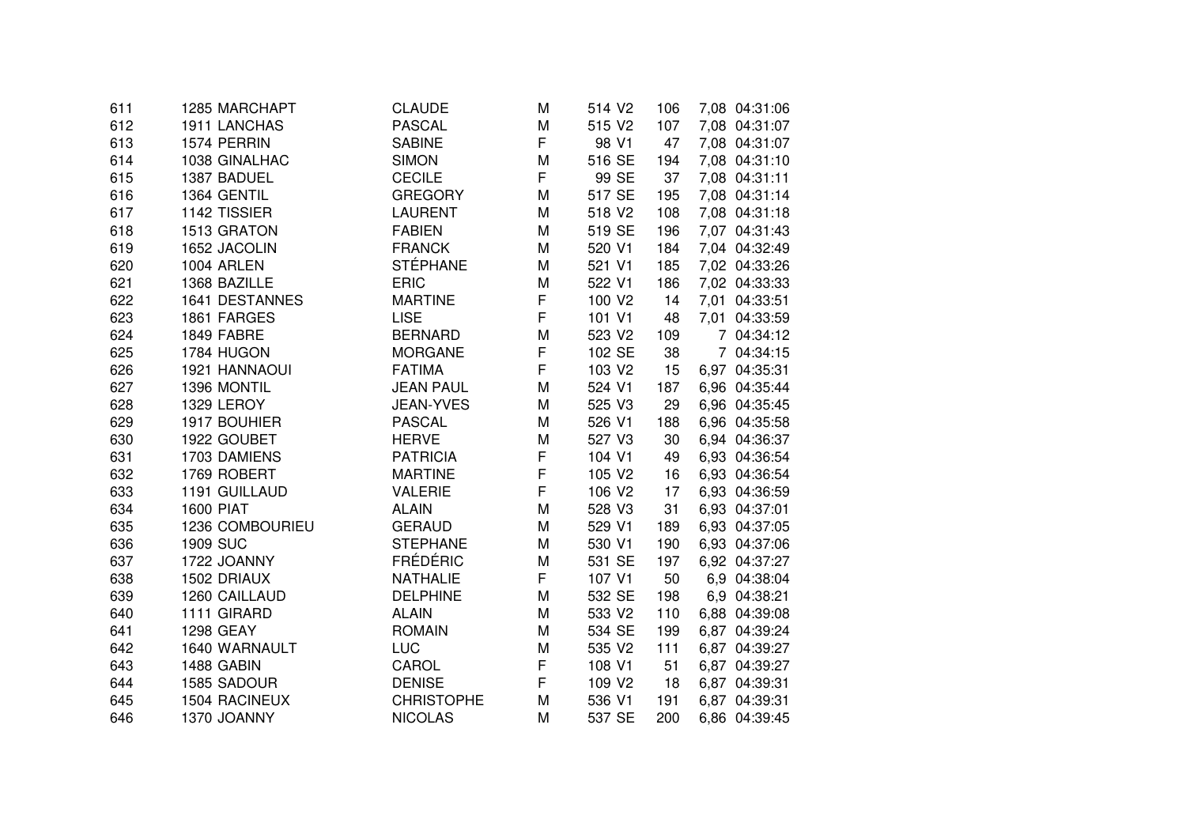| | | | | | | | | |
|---|---|---|---|---|---|---|---|---|
| 611 | 1285 | MARCHAPT | CLAUDE | M | 514 | V2 | 106 | 7,08 | 04:31:06 |
| 612 | 1911 | LANCHAS | PASCAL | M | 515 | V2 | 107 | 7,08 | 04:31:07 |
| 613 | 1574 | PERRIN | SABINE | F | 98 | V1 | 47 | 7,08 | 04:31:07 |
| 614 | 1038 | GINALHAC | SIMON | M | 516 | SE | 194 | 7,08 | 04:31:10 |
| 615 | 1387 | BADUEL | CECILE | F | 99 | SE | 37 | 7,08 | 04:31:11 |
| 616 | 1364 | GENTIL | GREGORY | M | 517 | SE | 195 | 7,08 | 04:31:14 |
| 617 | 1142 | TISSIER | LAURENT | M | 518 | V2 | 108 | 7,08 | 04:31:18 |
| 618 | 1513 | GRATON | FABIEN | M | 519 | SE | 196 | 7,07 | 04:31:43 |
| 619 | 1652 | JACOLIN | FRANCK | M | 520 | V1 | 184 | 7,04 | 04:32:49 |
| 620 | 1004 | ARLEN | STÉPHANE | M | 521 | V1 | 185 | 7,02 | 04:33:26 |
| 621 | 1368 | BAZILLE | ERIC | M | 522 | V1 | 186 | 7,02 | 04:33:33 |
| 622 | 1641 | DESTANNES | MARTINE | F | 100 | V2 | 14 | 7,01 | 04:33:51 |
| 623 | 1861 | FARGES | LISE | F | 101 | V1 | 48 | 7,01 | 04:33:59 |
| 624 | 1849 | FABRE | BERNARD | M | 523 | V2 | 109 | 7 | 04:34:12 |
| 625 | 1784 | HUGON | MORGANE | F | 102 | SE | 38 | 7 | 04:34:15 |
| 626 | 1921 | HANNAOUI | FATIMA | F | 103 | V2 | 15 | 6,97 | 04:35:31 |
| 627 | 1396 | MONTIL | JEAN PAUL | M | 524 | V1 | 187 | 6,96 | 04:35:44 |
| 628 | 1329 | LEROY | JEAN-YVES | M | 525 | V3 | 29 | 6,96 | 04:35:45 |
| 629 | 1917 | BOUHIER | PASCAL | M | 526 | V1 | 188 | 6,96 | 04:35:58 |
| 630 | 1922 | GOUBET | HERVE | M | 527 | V3 | 30 | 6,94 | 04:36:37 |
| 631 | 1703 | DAMIENS | PATRICIA | F | 104 | V1 | 49 | 6,93 | 04:36:54 |
| 632 | 1769 | ROBERT | MARTINE | F | 105 | V2 | 16 | 6,93 | 04:36:54 |
| 633 | 1191 | GUILLAUD | VALERIE | F | 106 | V2 | 17 | 6,93 | 04:36:59 |
| 634 | 1600 | PIAT | ALAIN | M | 528 | V3 | 31 | 6,93 | 04:37:01 |
| 635 | 1236 | COMBOURIEU | GERAUD | M | 529 | V1 | 189 | 6,93 | 04:37:05 |
| 636 | 1909 | SUC | STEPHANE | M | 530 | V1 | 190 | 6,93 | 04:37:06 |
| 637 | 1722 | JOANNY | FRÉDÉRIC | M | 531 | SE | 197 | 6,92 | 04:37:27 |
| 638 | 1502 | DRIAUX | NATHALIE | F | 107 | V1 | 50 | 6,9 | 04:38:04 |
| 639 | 1260 | CAILLAUD | DELPHINE | M | 532 | SE | 198 | 6,9 | 04:38:21 |
| 640 | 1111 | GIRARD | ALAIN | M | 533 | V2 | 110 | 6,88 | 04:39:08 |
| 641 | 1298 | GEAY | ROMAIN | M | 534 | SE | 199 | 6,87 | 04:39:24 |
| 642 | 1640 | WARNAULT | LUC | M | 535 | V2 | 111 | 6,87 | 04:39:27 |
| 643 | 1488 | GABIN | CAROL | F | 108 | V1 | 51 | 6,87 | 04:39:27 |
| 644 | 1585 | SADOUR | DENISE | F | 109 | V2 | 18 | 6,87 | 04:39:31 |
| 645 | 1504 | RACINEUX | CHRISTOPHE | M | 536 | V1 | 191 | 6,87 | 04:39:31 |
| 646 | 1370 | JOANNY | NICOLAS | M | 537 | SE | 200 | 6,86 | 04:39:45 |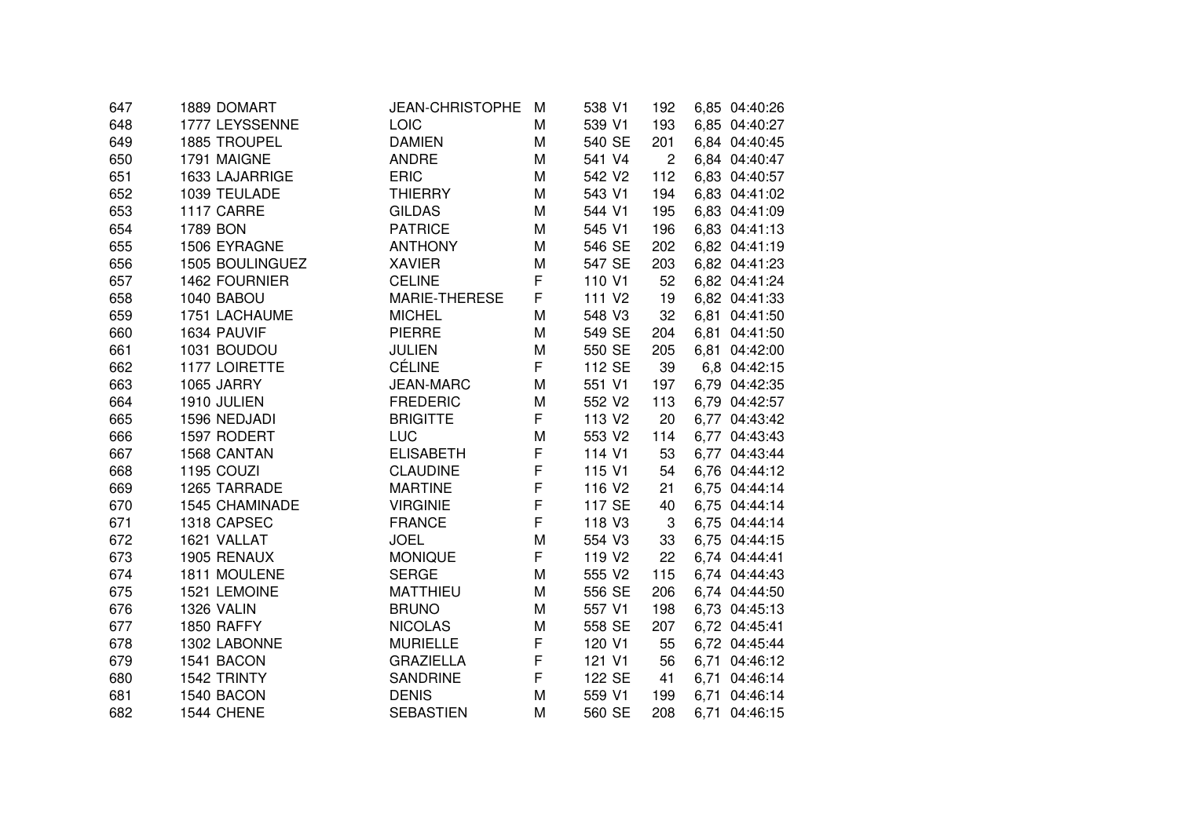| | | | | | | | | | |
|---|---|---|---|---|---|---|---|---|---|
| 647 | 1889 | DOMART | JEAN-CHRISTOPHE | M | 538 | V1 | 192 | 6,85 | 04:40:26 |
| 648 | 1777 | LEYSSENNE | LOIC | M | 539 | V1 | 193 | 6,85 | 04:40:27 |
| 649 | 1885 | TROUPEL | DAMIEN | M | 540 | SE | 201 | 6,84 | 04:40:45 |
| 650 | 1791 | MAIGNE | ANDRE | M | 541 | V4 | 2 | 6,84 | 04:40:47 |
| 651 | 1633 | LAJARRIGE | ERIC | M | 542 | V2 | 112 | 6,83 | 04:40:57 |
| 652 | 1039 | TEULADE | THIERRY | M | 543 | V1 | 194 | 6,83 | 04:41:02 |
| 653 | 1117 | CARRE | GILDAS | M | 544 | V1 | 195 | 6,83 | 04:41:09 |
| 654 | 1789 | BON | PATRICE | M | 545 | V1 | 196 | 6,83 | 04:41:13 |
| 655 | 1506 | EYRAGNE | ANTHONY | M | 546 | SE | 202 | 6,82 | 04:41:19 |
| 656 | 1505 | BOULINGUEZ | XAVIER | M | 547 | SE | 203 | 6,82 | 04:41:23 |
| 657 | 1462 | FOURNIER | CELINE | F | 110 | V1 | 52 | 6,82 | 04:41:24 |
| 658 | 1040 | BABOU | MARIE-THERESE | F | 111 | V2 | 19 | 6,82 | 04:41:33 |
| 659 | 1751 | LACHAUME | MICHEL | M | 548 | V3 | 32 | 6,81 | 04:41:50 |
| 660 | 1634 | PAUVIF | PIERRE | M | 549 | SE | 204 | 6,81 | 04:41:50 |
| 661 | 1031 | BOUDOU | JULIEN | M | 550 | SE | 205 | 6,81 | 04:42:00 |
| 662 | 1177 | LOIRETTE | CÉLINE | F | 112 | SE | 39 | 6,8 | 04:42:15 |
| 663 | 1065 | JARRY | JEAN-MARC | M | 551 | V1 | 197 | 6,79 | 04:42:35 |
| 664 | 1910 | JULIEN | FREDERIC | M | 552 | V2 | 113 | 6,79 | 04:42:57 |
| 665 | 1596 | NEDJADI | BRIGITTE | F | 113 | V2 | 20 | 6,77 | 04:43:42 |
| 666 | 1597 | RODERT | LUC | M | 553 | V2 | 114 | 6,77 | 04:43:43 |
| 667 | 1568 | CANTAN | ELISABETH | F | 114 | V1 | 53 | 6,77 | 04:43:44 |
| 668 | 1195 | COUZI | CLAUDINE | F | 115 | V1 | 54 | 6,76 | 04:44:12 |
| 669 | 1265 | TARRADE | MARTINE | F | 116 | V2 | 21 | 6,75 | 04:44:14 |
| 670 | 1545 | CHAMINADE | VIRGINIE | F | 117 | SE | 40 | 6,75 | 04:44:14 |
| 671 | 1318 | CAPSEC | FRANCE | F | 118 | V3 | 3 | 6,75 | 04:44:14 |
| 672 | 1621 | VALLAT | JOEL | M | 554 | V3 | 33 | 6,75 | 04:44:15 |
| 673 | 1905 | RENAUX | MONIQUE | F | 119 | V2 | 22 | 6,74 | 04:44:41 |
| 674 | 1811 | MOULENE | SERGE | M | 555 | V2 | 115 | 6,74 | 04:44:43 |
| 675 | 1521 | LEMOINE | MATTHIEU | M | 556 | SE | 206 | 6,74 | 04:44:50 |
| 676 | 1326 | VALIN | BRUNO | M | 557 | V1 | 198 | 6,73 | 04:45:13 |
| 677 | 1850 | RAFFY | NICOLAS | M | 558 | SE | 207 | 6,72 | 04:45:41 |
| 678 | 1302 | LABONNE | MURIELLE | F | 120 | V1 | 55 | 6,72 | 04:45:44 |
| 679 | 1541 | BACON | GRAZIELLA | F | 121 | V1 | 56 | 6,71 | 04:46:12 |
| 680 | 1542 | TRINTY | SANDRINE | F | 122 | SE | 41 | 6,71 | 04:46:14 |
| 681 | 1540 | BACON | DENIS | M | 559 | V1 | 199 | 6,71 | 04:46:14 |
| 682 | 1544 | CHENE | SEBASTIEN | M | 560 | SE | 208 | 6,71 | 04:46:15 |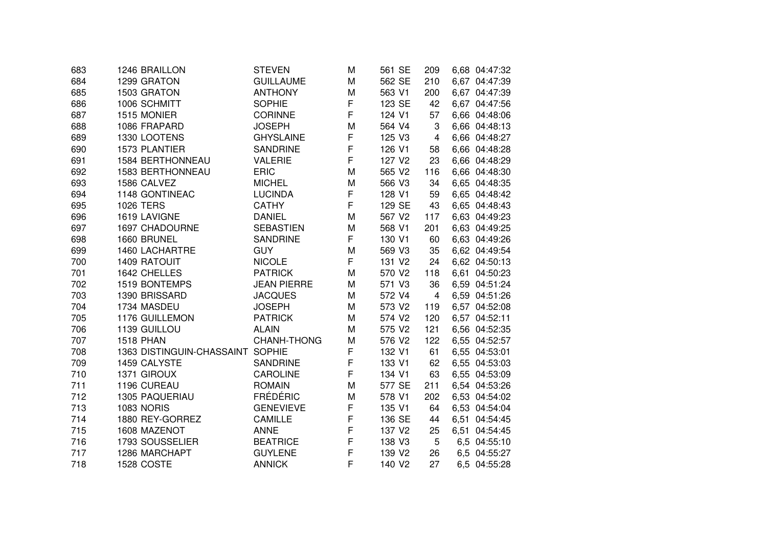| | | | | | | | | | |
|---|---|---|---|---|---|---|---|---|---|
| 683 | 1246 | BRAILLON | STEVEN | M | 561 | SE | 209 | 6,68 | 04:47:32 |
| 684 | 1299 | GRATON | GUILLAUME | M | 562 | SE | 210 | 6,67 | 04:47:39 |
| 685 | 1503 | GRATON | ANTHONY | M | 563 | V1 | 200 | 6,67 | 04:47:39 |
| 686 | 1006 | SCHMITT | SOPHIE | F | 123 | SE | 42 | 6,67 | 04:47:56 |
| 687 | 1515 | MONIER | CORINNE | F | 124 | V1 | 57 | 6,66 | 04:48:06 |
| 688 | 1086 | FRAPARD | JOSEPH | M | 564 | V4 | 3 | 6,66 | 04:48:13 |
| 689 | 1330 | LOOTENS | GHYSLAINE | F | 125 | V3 | 4 | 6,66 | 04:48:27 |
| 690 | 1573 | PLANTIER | SANDRINE | F | 126 | V1 | 58 | 6,66 | 04:48:28 |
| 691 | 1584 | BERTHONNEAU | VALERIE | F | 127 | V2 | 23 | 6,66 | 04:48:29 |
| 692 | 1583 | BERTHONNEAU | ERIC | M | 565 | V2 | 116 | 6,66 | 04:48:30 |
| 693 | 1586 | CALVEZ | MICHEL | M | 566 | V3 | 34 | 6,65 | 04:48:35 |
| 694 | 1148 | GONTINEAC | LUCINDA | F | 128 | V1 | 59 | 6,65 | 04:48:42 |
| 695 | 1026 | TERS | CATHY | F | 129 | SE | 43 | 6,65 | 04:48:43 |
| 696 | 1619 | LAVIGNE | DANIEL | M | 567 | V2 | 117 | 6,63 | 04:49:23 |
| 697 | 1697 | CHADOURNE | SEBASTIEN | M | 568 | V1 | 201 | 6,63 | 04:49:25 |
| 698 | 1660 | BRUNEL | SANDRINE | F | 130 | V1 | 60 | 6,63 | 04:49:26 |
| 699 | 1460 | LACHARTRE | GUY | M | 569 | V3 | 35 | 6,62 | 04:49:54 |
| 700 | 1409 | RATOUIT | NICOLE | F | 131 | V2 | 24 | 6,62 | 04:50:13 |
| 701 | 1642 | CHELLES | PATRICK | M | 570 | V2 | 118 | 6,61 | 04:50:23 |
| 702 | 1519 | BONTEMPS | JEAN PIERRE | M | 571 | V3 | 36 | 6,59 | 04:51:24 |
| 703 | 1390 | BRISSARD | JACQUES | M | 572 | V4 | 4 | 6,59 | 04:51:26 |
| 704 | 1734 | MASDEU | JOSEPH | M | 573 | V2 | 119 | 6,57 | 04:52:08 |
| 705 | 1176 | GUILLEMON | PATRICK | M | 574 | V2 | 120 | 6,57 | 04:52:11 |
| 706 | 1139 | GUILLOU | ALAIN | M | 575 | V2 | 121 | 6,56 | 04:52:35 |
| 707 | 1518 | PHAN | CHANH-THONG | M | 576 | V2 | 122 | 6,55 | 04:52:57 |
| 708 | 1363 | DISTINGUIN-CHASSAINT | SOPHIE | F | 132 | V1 | 61 | 6,55 | 04:53:01 |
| 709 | 1459 | CALYSTE | SANDRINE | F | 133 | V1 | 62 | 6,55 | 04:53:03 |
| 710 | 1371 | GIROUX | CAROLINE | F | 134 | V1 | 63 | 6,55 | 04:53:09 |
| 711 | 1196 | CUREAU | ROMAIN | M | 577 | SE | 211 | 6,54 | 04:53:26 |
| 712 | 1305 | PAQUERIAU | FRÉDÉRIC | M | 578 | V1 | 202 | 6,53 | 04:54:02 |
| 713 | 1083 | NORIS | GENEVIEVE | F | 135 | V1 | 64 | 6,53 | 04:54:04 |
| 714 | 1880 | REY-GORREZ | CAMILLE | F | 136 | SE | 44 | 6,51 | 04:54:45 |
| 715 | 1608 | MAZENOT | ANNE | F | 137 | V2 | 25 | 6,51 | 04:54:45 |
| 716 | 1793 | SOUSSELIER | BEATRICE | F | 138 | V3 | 5 | 6,5 | 04:55:10 |
| 717 | 1286 | MARCHAPT | GUYLENE | F | 139 | V2 | 26 | 6,5 | 04:55:27 |
| 718 | 1528 | COSTE | ANNICK | F | 140 | V2 | 27 | 6,5 | 04:55:28 |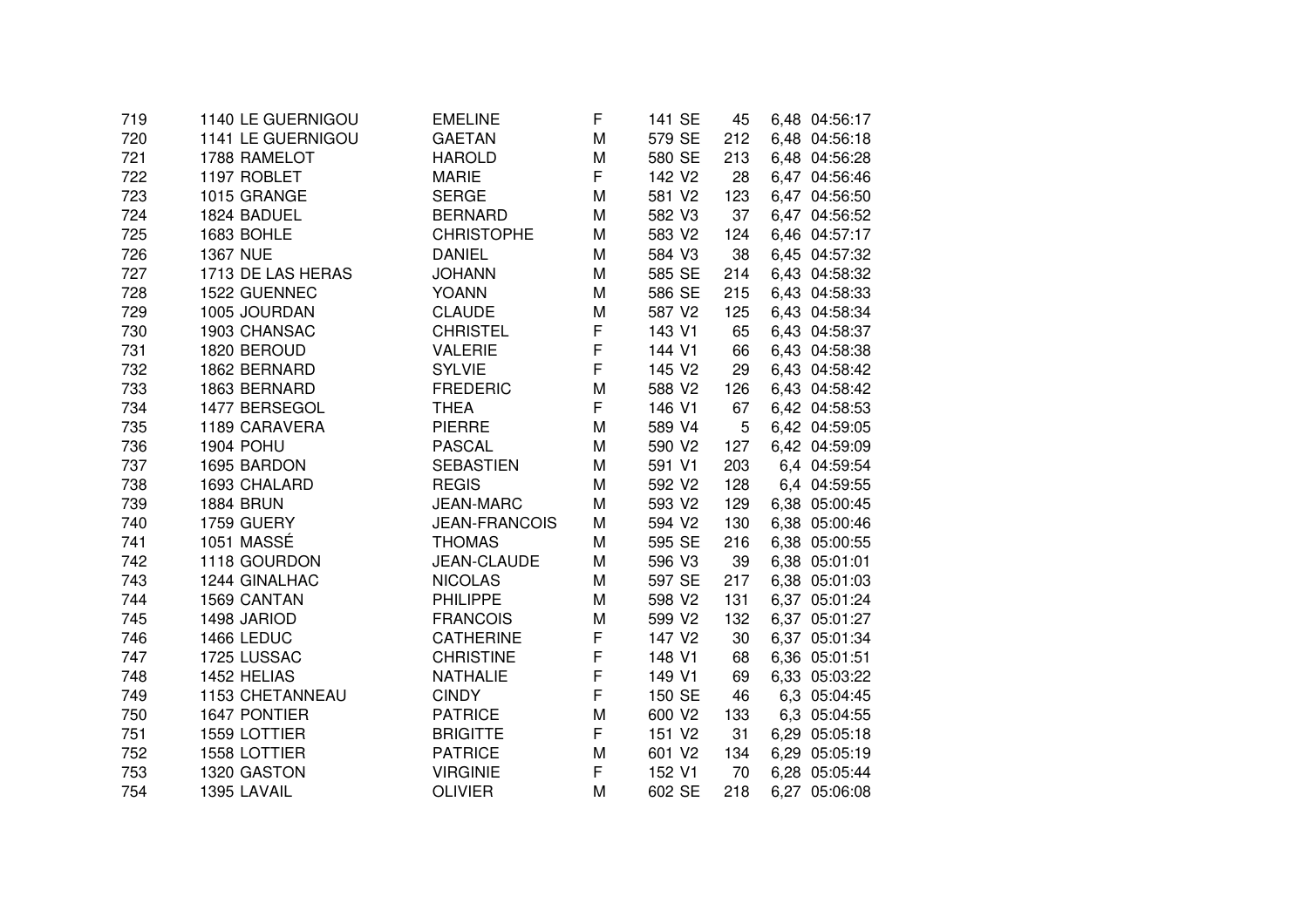| | | | | | | | | |
|---|---|---|---|---|---|---|---|---|
| 719 | 1140 LE GUERNIGOU | EMELINE | F | 141 SE | 45 | 6,48 | 04:56:17 |
| 720 | 1141 LE GUERNIGOU | GAETAN | M | 579 SE | 212 | 6,48 | 04:56:18 |
| 721 | 1788 RAMELOT | HAROLD | M | 580 SE | 213 | 6,48 | 04:56:28 |
| 722 | 1197 ROBLET | MARIE | F | 142 V2 | 28 | 6,47 | 04:56:46 |
| 723 | 1015 GRANGE | SERGE | M | 581 V2 | 123 | 6,47 | 04:56:50 |
| 724 | 1824 BADUEL | BERNARD | M | 582 V3 | 37 | 6,47 | 04:56:52 |
| 725 | 1683 BOHLE | CHRISTOPHE | M | 583 V2 | 124 | 6,46 | 04:57:17 |
| 726 | 1367 NUE | DANIEL | M | 584 V3 | 38 | 6,45 | 04:57:32 |
| 727 | 1713 DE LAS HERAS | JOHANN | M | 585 SE | 214 | 6,43 | 04:58:32 |
| 728 | 1522 GUENNEC | YOANN | M | 586 SE | 215 | 6,43 | 04:58:33 |
| 729 | 1005 JOURDAN | CLAUDE | M | 587 V2 | 125 | 6,43 | 04:58:34 |
| 730 | 1903 CHANSAC | CHRISTEL | F | 143 V1 | 65 | 6,43 | 04:58:37 |
| 731 | 1820 BEROUD | VALERIE | F | 144 V1 | 66 | 6,43 | 04:58:38 |
| 732 | 1862 BERNARD | SYLVIE | F | 145 V2 | 29 | 6,43 | 04:58:42 |
| 733 | 1863 BERNARD | FREDERIC | M | 588 V2 | 126 | 6,43 | 04:58:42 |
| 734 | 1477 BERSEGOL | THEA | F | 146 V1 | 67 | 6,42 | 04:58:53 |
| 735 | 1189 CARAVERA | PIERRE | M | 589 V4 | 5 | 6,42 | 04:59:05 |
| 736 | 1904 POHU | PASCAL | M | 590 V2 | 127 | 6,42 | 04:59:09 |
| 737 | 1695 BARDON | SEBASTIEN | M | 591 V1 | 203 | 6,4 | 04:59:54 |
| 738 | 1693 CHALARD | REGIS | M | 592 V2 | 128 | 6,4 | 04:59:55 |
| 739 | 1884 BRUN | JEAN-MARC | M | 593 V2 | 129 | 6,38 | 05:00:45 |
| 740 | 1759 GUERY | JEAN-FRANCOIS | M | 594 V2 | 130 | 6,38 | 05:00:46 |
| 741 | 1051 MASSÉ | THOMAS | M | 595 SE | 216 | 6,38 | 05:00:55 |
| 742 | 1118 GOURDON | JEAN-CLAUDE | M | 596 V3 | 39 | 6,38 | 05:01:01 |
| 743 | 1244 GINALHAC | NICOLAS | M | 597 SE | 217 | 6,38 | 05:01:03 |
| 744 | 1569 CANTAN | PHILIPPE | M | 598 V2 | 131 | 6,37 | 05:01:24 |
| 745 | 1498 JARIOD | FRANCOIS | M | 599 V2 | 132 | 6,37 | 05:01:27 |
| 746 | 1466 LEDUC | CATHERINE | F | 147 V2 | 30 | 6,37 | 05:01:34 |
| 747 | 1725 LUSSAC | CHRISTINE | F | 148 V1 | 68 | 6,36 | 05:01:51 |
| 748 | 1452 HELIAS | NATHALIE | F | 149 V1 | 69 | 6,33 | 05:03:22 |
| 749 | 1153 CHETANNEAU | CINDY | F | 150 SE | 46 | 6,3 | 05:04:45 |
| 750 | 1647 PONTIER | PATRICE | M | 600 V2 | 133 | 6,3 | 05:04:55 |
| 751 | 1559 LOTTIER | BRIGITTE | F | 151 V2 | 31 | 6,29 | 05:05:18 |
| 752 | 1558 LOTTIER | PATRICE | M | 601 V2 | 134 | 6,29 | 05:05:19 |
| 753 | 1320 GASTON | VIRGINIE | F | 152 V1 | 70 | 6,28 | 05:05:44 |
| 754 | 1395 LAVAIL | OLIVIER | M | 602 SE | 218 | 6,27 | 05:06:08 |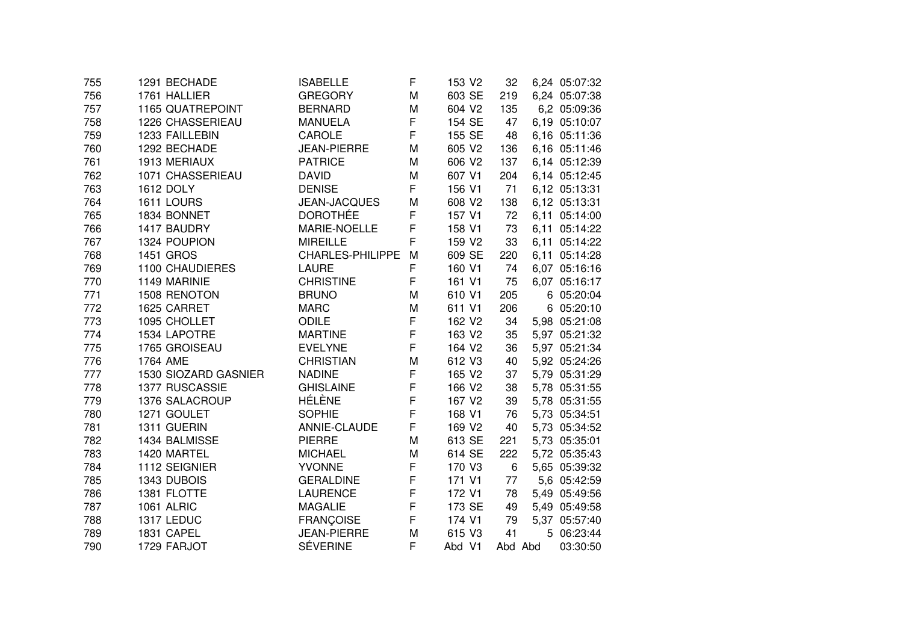| | | | | | | | | | | |
|---|---|---|---|---|---|---|---|---|---|---|
| 755 | 1291 | BECHADE | ISABELLE | F | 153 | V2 | 32 | | 6,24 | 05:07:32 |
| 756 | 1761 | HALLIER | GREGORY | M | 603 | SE | 219 | | 6,24 | 05:07:38 |
| 757 | 1165 | QUATREPOINT | BERNARD | M | 604 | V2 | 135 | | 6,2 | 05:09:36 |
| 758 | 1226 | CHASSERIEAU | MANUELA | F | 154 | SE | 47 | | 6,19 | 05:10:07 |
| 759 | 1233 | FAILLEBIN | CAROLE | F | 155 | SE | 48 | | 6,16 | 05:11:36 |
| 760 | 1292 | BECHADE | JEAN-PIERRE | M | 605 | V2 | 136 | | 6,16 | 05:11:46 |
| 761 | 1913 | MERIAUX | PATRICE | M | 606 | V2 | 137 | | 6,14 | 05:12:39 |
| 762 | 1071 | CHASSERIEAU | DAVID | M | 607 | V1 | 204 | | 6,14 | 05:12:45 |
| 763 | 1612 | DOLY | DENISE | F | 156 | V1 | 71 | | 6,12 | 05:13:31 |
| 764 | 1611 | LOURS | JEAN-JACQUES | M | 608 | V2 | 138 | | 6,12 | 05:13:31 |
| 765 | 1834 | BONNET | DOROTHÉE | F | 157 | V1 | 72 | | 6,11 | 05:14:00 |
| 766 | 1417 | BAUDRY | MARIE-NOELLE | F | 158 | V1 | 73 | | 6,11 | 05:14:22 |
| 767 | 1324 | POUPION | MIREILLE | F | 159 | V2 | 33 | | 6,11 | 05:14:22 |
| 768 | 1451 | GROS | CHARLES-PHILIPPE | M | 609 | SE | 220 | | 6,11 | 05:14:28 |
| 769 | 1100 | CHAUDIERES | LAURE | F | 160 | V1 | 74 | | 6,07 | 05:16:16 |
| 770 | 1149 | MARINIE | CHRISTINE | F | 161 | V1 | 75 | | 6,07 | 05:16:17 |
| 771 | 1508 | RENOTON | BRUNO | M | 610 | V1 | 205 | | 6 | 05:20:04 |
| 772 | 1625 | CARRET | MARC | M | 611 | V1 | 206 | | 6 | 05:20:10 |
| 773 | 1095 | CHOLLET | ODILE | F | 162 | V2 | 34 | | 5,98 | 05:21:08 |
| 774 | 1534 | LAPOTRE | MARTINE | F | 163 | V2 | 35 | | 5,97 | 05:21:32 |
| 775 | 1765 | GROISEAU | EVELYNE | F | 164 | V2 | 36 | | 5,97 | 05:21:34 |
| 776 | 1764 | AME | CHRISTIAN | M | 612 | V3 | 40 | | 5,92 | 05:24:26 |
| 777 | 1530 | SIOZARD GASNIER | NADINE | F | 165 | V2 | 37 | | 5,79 | 05:31:29 |
| 778 | 1377 | RUSCASSIE | GHISLAINE | F | 166 | V2 | 38 | | 5,78 | 05:31:55 |
| 779 | 1376 | SALACROUP | HÉLÈNE | F | 167 | V2 | 39 | | 5,78 | 05:31:55 |
| 780 | 1271 | GOULET | SOPHIE | F | 168 | V1 | 76 | | 5,73 | 05:34:51 |
| 781 | 1311 | GUERIN | ANNIE-CLAUDE | F | 169 | V2 | 40 | | 5,73 | 05:34:52 |
| 782 | 1434 | BALMISSE | PIERRE | M | 613 | SE | 221 | | 5,73 | 05:35:01 |
| 783 | 1420 | MARTEL | MICHAEL | M | 614 | SE | 222 | | 5,72 | 05:35:43 |
| 784 | 1112 | SEIGNIER | YVONNE | F | 170 | V3 | 6 | | 5,65 | 05:39:32 |
| 785 | 1343 | DUBOIS | GERALDINE | F | 171 | V1 | 77 | | 5,6 | 05:42:59 |
| 786 | 1381 | FLOTTE | LAURENCE | F | 172 | V1 | 78 | | 5,49 | 05:49:56 |
| 787 | 1061 | ALRIC | MAGALIE | F | 173 | SE | 49 | | 5,49 | 05:49:58 |
| 788 | 1317 | LEDUC | FRANÇOISE | F | 174 | V1 | 79 | | 5,37 | 05:57:40 |
| 789 | 1831 | CAPEL | JEAN-PIERRE | M | 615 | V3 | 41 | | 5 | 06:23:44 |
| 790 | 1729 | FARJOT | SÉVERINE | F | Abd | V1 | Abd | Abd | | 03:30:50 |